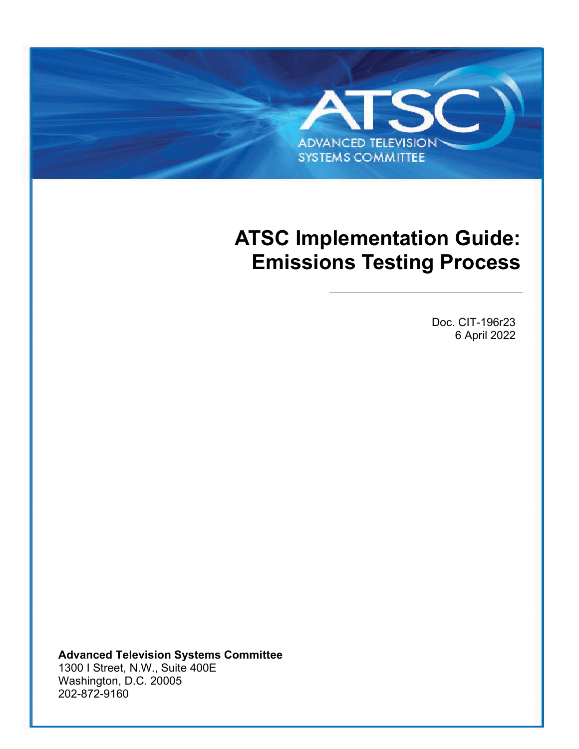ATSC

ADVANCED TELEVISION SYSTEMS COMMITTEE

# ATSC Implementation Guide: Emissions Testing Process

Doc. CIT-196r23
6 April 2022

**Advanced Television Systems Committee**
1300 I Street, N.W., Suite 400E
Washington, D.C. 20005
202-872-9160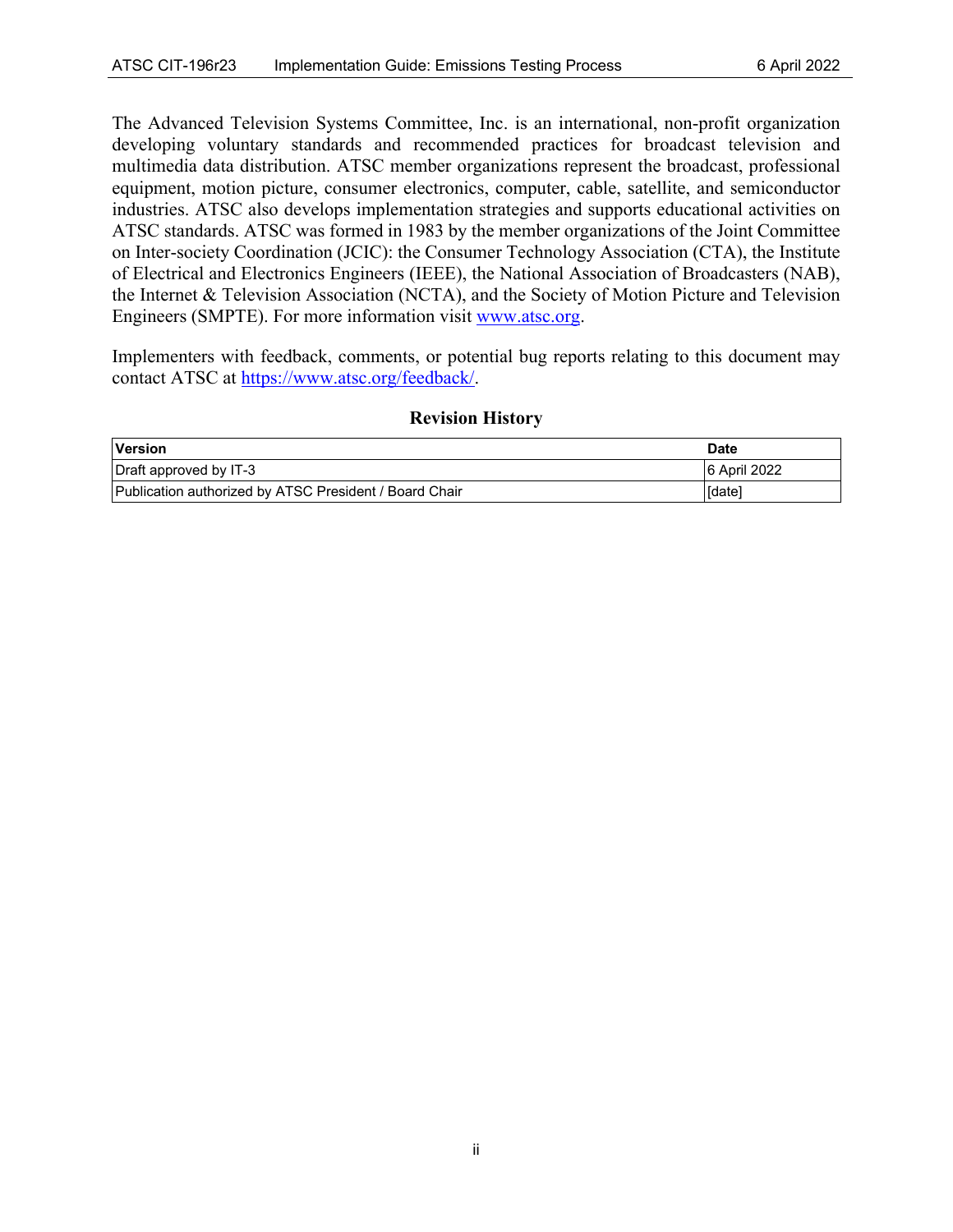The Advanced Television Systems Committee, Inc. is an international, non-profit organization developing voluntary standards and recommended practices for broadcast television and multimedia data distribution. ATSC member organizations represent the broadcast, professional equipment, motion picture, consumer electronics, computer, cable, satellite, and semiconductor industries. ATSC also develops implementation strategies and supports educational activities on ATSC standards. ATSC was formed in 1983 by the member organizations of the Joint Committee on Inter-society Coordination (JCIC): the Consumer Technology Association (CTA), the Institute of Electrical and Electronics Engineers (IEEE), the National Association of Broadcasters (NAB), the Internet & Television Association (NCTA), and the Society of Motion Picture and Television Engineers (SMPTE). For more information visit [www.atsc.org](http://www.atsc.org).

Implementers with feedback, comments, or potential bug reports relating to this document may contact ATSC at [https://www.atsc.org/feedback/](https://www.atsc.org/feedback/).

**Revision History**

| Version | Date |
|---|---|
| Draft approved by IT-3 | 6 April 2022 |
| Publication authorized by ATSC President / Board Chair | [date] |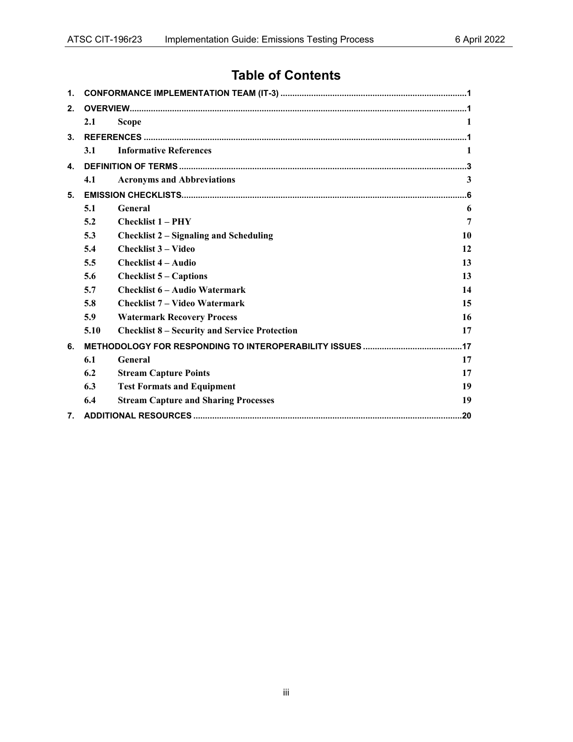# Table of Contents

1. CONFORMANCE IMPLEMENTATION TEAM (IT-3) .....1
2. OVERVIEW.....1
   - 2.1 Scope 1
3. REFERENCES .....1
   - 3.1 Informative References 1
4. DEFINITION OF TERMS .....3
   - 4.1 Acronyms and Abbreviations 3
5. EMISSION CHECKLISTS.....6
   - 5.1 General 6
   - 5.2 Checklist 1 – PHY 7
   - 5.3 Checklist 2 – Signaling and Scheduling 10
   - 5.4 Checklist 3 – Video 12
   - 5.5 Checklist 4 – Audio 13
   - 5.6 Checklist 5 – Captions 13
   - 5.7 Checklist 6 – Audio Watermark 14
   - 5.8 Checklist 7 – Video Watermark 15
   - 5.9 Watermark Recovery Process 16
   - 5.10 Checklist 8 – Security and Service Protection 17
6. METHODOLOGY FOR RESPONDING TO INTEROPERABILITY ISSUES .....17
   - 6.1 General 17
   - 6.2 Stream Capture Points 17
   - 6.3 Test Formats and Equipment 19
   - 6.4 Stream Capture and Sharing Processes 19
7. ADDITIONAL RESOURCES .....20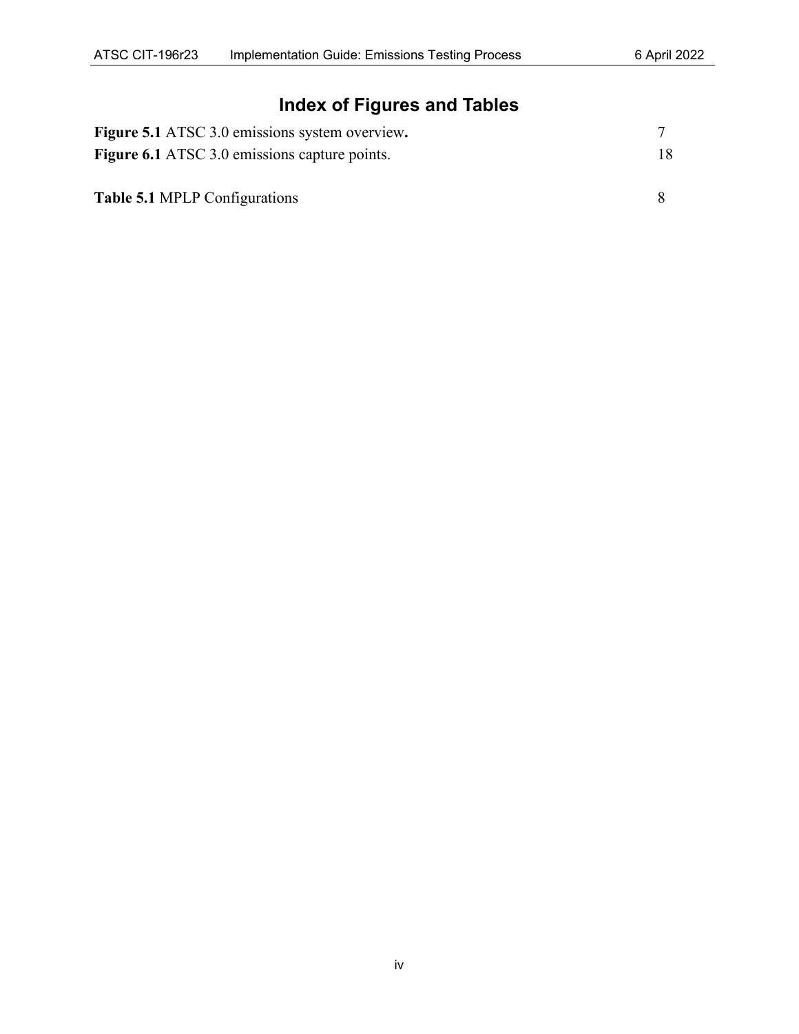## Index of Figures and Tables

**Figure 5.1** ATSC 3.0 emissions system overview**.** 7
**Figure 6.1** ATSC 3.0 emissions capture points. 18

**Table 5.1** MPLP Configurations 8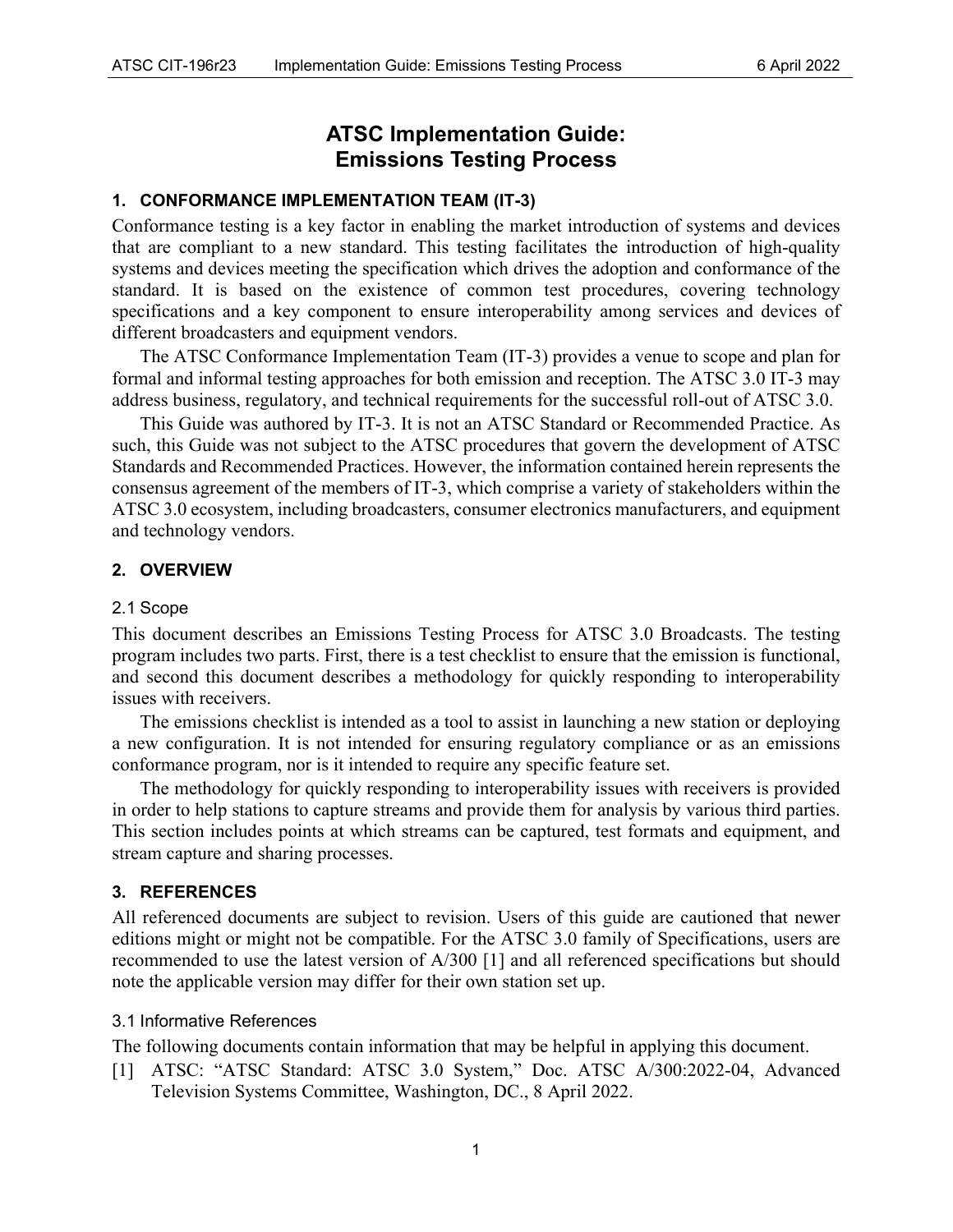# ATSC Implementation Guide: Emissions Testing Process

## 1. CONFORMANCE IMPLEMENTATION TEAM (IT-3)

Conformance testing is a key factor in enabling the market introduction of systems and devices that are compliant to a new standard. This testing facilitates the introduction of high-quality systems and devices meeting the specification which drives the adoption and conformance of the standard. It is based on the existence of common test procedures, covering technology specifications and a key component to ensure interoperability among services and devices of different broadcasters and equipment vendors.

The ATSC Conformance Implementation Team (IT-3) provides a venue to scope and plan for formal and informal testing approaches for both emission and reception. The ATSC 3.0 IT-3 may address business, regulatory, and technical requirements for the successful roll-out of ATSC 3.0.

This Guide was authored by IT-3. It is not an ATSC Standard or Recommended Practice. As such, this Guide was not subject to the ATSC procedures that govern the development of ATSC Standards and Recommended Practices. However, the information contained herein represents the consensus agreement of the members of IT-3, which comprise a variety of stakeholders within the ATSC 3.0 ecosystem, including broadcasters, consumer electronics manufacturers, and equipment and technology vendors.

## 2. OVERVIEW

### 2.1 Scope

This document describes an Emissions Testing Process for ATSC 3.0 Broadcasts. The testing program includes two parts. First, there is a test checklist to ensure that the emission is functional, and second this document describes a methodology for quickly responding to interoperability issues with receivers.

The emissions checklist is intended as a tool to assist in launching a new station or deploying a new configuration. It is not intended for ensuring regulatory compliance or as an emissions conformance program, nor is it intended to require any specific feature set.

The methodology for quickly responding to interoperability issues with receivers is provided in order to help stations to capture streams and provide them for analysis by various third parties. This section includes points at which streams can be captured, test formats and equipment, and stream capture and sharing processes.

## 3. REFERENCES

All referenced documents are subject to revision. Users of this guide are cautioned that newer editions might or might not be compatible. For the ATSC 3.0 family of Specifications, users are recommended to use the latest version of A/300 [1] and all referenced specifications but should note the applicable version may differ for their own station set up.

### 3.1 Informative References

The following documents contain information that may be helpful in applying this document.

[1] ATSC: "ATSC Standard: ATSC 3.0 System," Doc. ATSC A/300:2022-04, Advanced Television Systems Committee, Washington, DC., 8 April 2022.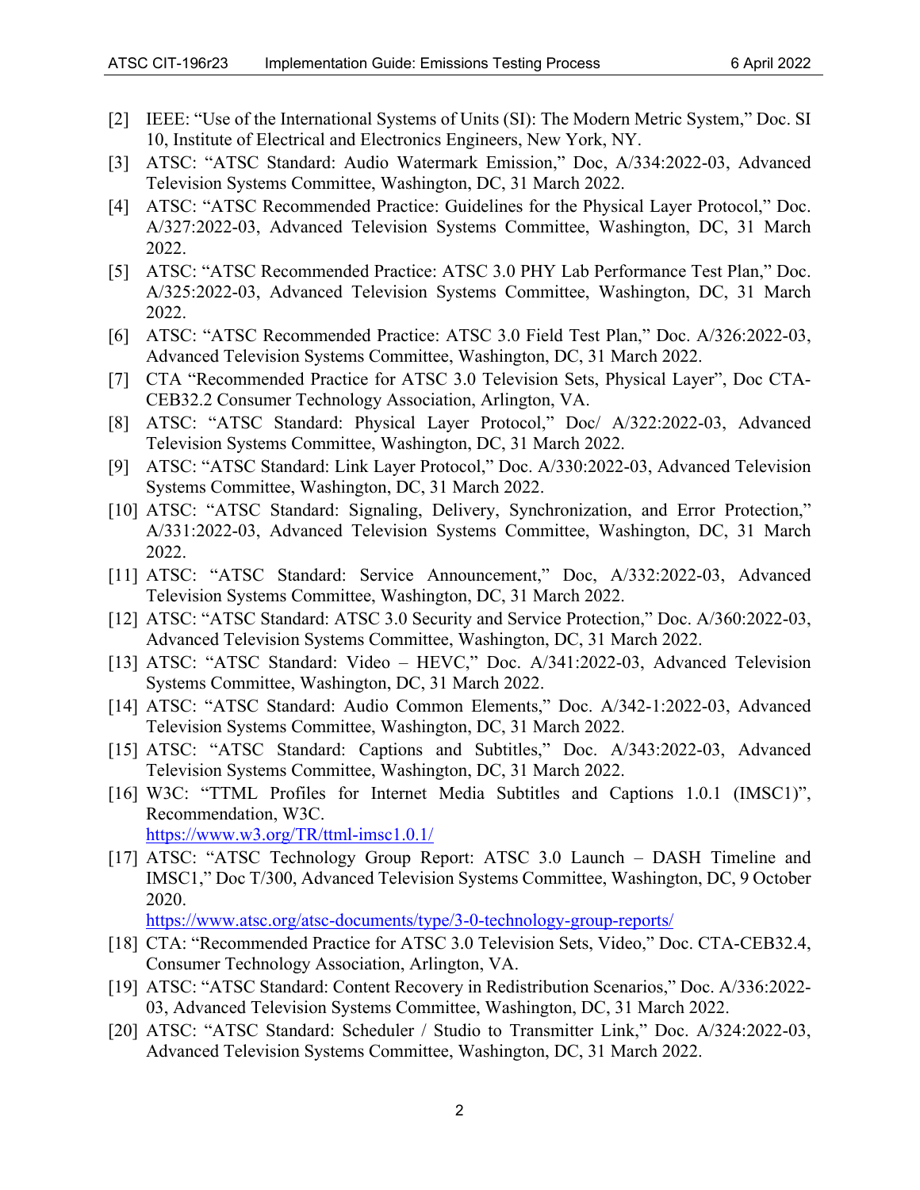[2] IEEE: "Use of the International Systems of Units (SI): The Modern Metric System," Doc. SI 10, Institute of Electrical and Electronics Engineers, New York, NY.

[3] ATSC: "ATSC Standard: Audio Watermark Emission," Doc, A/334:2022-03, Advanced Television Systems Committee, Washington, DC, 31 March 2022.

[4] ATSC: "ATSC Recommended Practice: Guidelines for the Physical Layer Protocol," Doc. A/327:2022-03, Advanced Television Systems Committee, Washington, DC, 31 March 2022.

[5] ATSC: "ATSC Recommended Practice: ATSC 3.0 PHY Lab Performance Test Plan," Doc. A/325:2022-03, Advanced Television Systems Committee, Washington, DC, 31 March 2022.

[6] ATSC: "ATSC Recommended Practice: ATSC 3.0 Field Test Plan," Doc. A/326:2022-03, Advanced Television Systems Committee, Washington, DC, 31 March 2022.

[7] CTA "Recommended Practice for ATSC 3.0 Television Sets, Physical Layer", Doc CTA-CEB32.2 Consumer Technology Association, Arlington, VA.

[8] ATSC: "ATSC Standard: Physical Layer Protocol," Doc/ A/322:2022-03, Advanced Television Systems Committee, Washington, DC, 31 March 2022.

[9] ATSC: "ATSC Standard: Link Layer Protocol," Doc. A/330:2022-03, Advanced Television Systems Committee, Washington, DC, 31 March 2022.

[10] ATSC: "ATSC Standard: Signaling, Delivery, Synchronization, and Error Protection," A/331:2022-03, Advanced Television Systems Committee, Washington, DC, 31 March 2022.

[11] ATSC: "ATSC Standard: Service Announcement," Doc, A/332:2022-03, Advanced Television Systems Committee, Washington, DC, 31 March 2022.

[12] ATSC: "ATSC Standard: ATSC 3.0 Security and Service Protection," Doc. A/360:2022-03, Advanced Television Systems Committee, Washington, DC, 31 March 2022.

[13] ATSC: "ATSC Standard: Video – HEVC," Doc. A/341:2022-03, Advanced Television Systems Committee, Washington, DC, 31 March 2022.

[14] ATSC: "ATSC Standard: Audio Common Elements," Doc. A/342-1:2022-03, Advanced Television Systems Committee, Washington, DC, 31 March 2022.

[15] ATSC: "ATSC Standard: Captions and Subtitles," Doc. A/343:2022-03, Advanced Television Systems Committee, Washington, DC, 31 March 2022.

[16] W3C: "TTML Profiles for Internet Media Subtitles and Captions 1.0.1 (IMSC1)", Recommendation, W3C. https://www.w3.org/TR/ttml-imsc1.0.1/

[17] ATSC: "ATSC Technology Group Report: ATSC 3.0 Launch – DASH Timeline and IMSC1," Doc T/300, Advanced Television Systems Committee, Washington, DC, 9 October 2020. https://www.atsc.org/atsc-documents/type/3-0-technology-group-reports/

[18] CTA: "Recommended Practice for ATSC 3.0 Television Sets, Video," Doc. CTA-CEB32.4, Consumer Technology Association, Arlington, VA.

[19] ATSC: "ATSC Standard: Content Recovery in Redistribution Scenarios," Doc. A/336:2022-03, Advanced Television Systems Committee, Washington, DC, 31 March 2022.

[20] ATSC: "ATSC Standard: Scheduler / Studio to Transmitter Link," Doc. A/324:2022-03, Advanced Television Systems Committee, Washington, DC, 31 March 2022.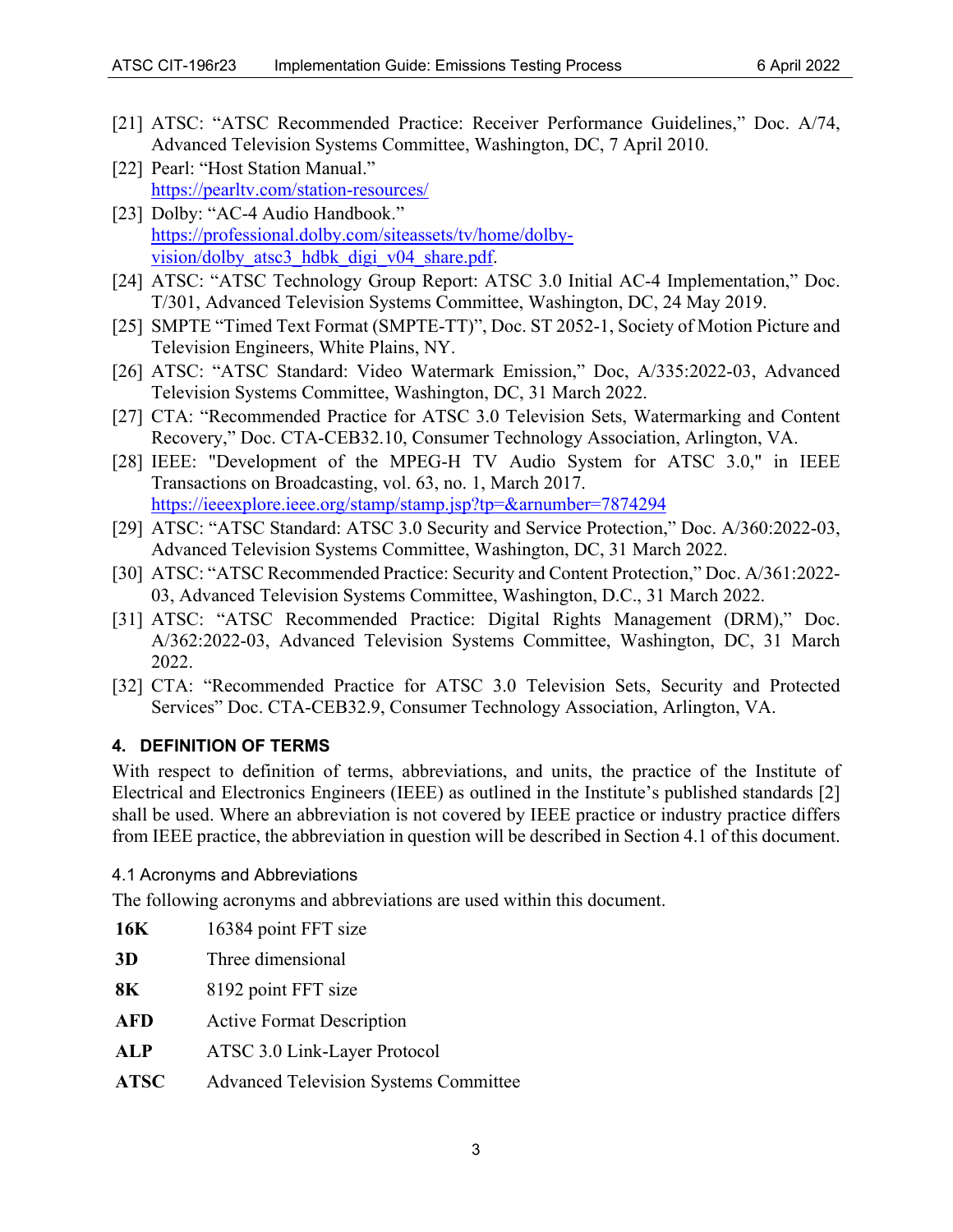[21] ATSC: "ATSC Recommended Practice: Receiver Performance Guidelines," Doc. A/74, Advanced Television Systems Committee, Washington, DC, 7 April 2010.

[22] Pearl: "Host Station Manual." https://pearltv.com/station-resources/

[23] Dolby: "AC-4 Audio Handbook." https://professional.dolby.com/siteassets/tv/home/dolby-vision/dolby_atsc3_hdbk_digi_v04_share.pdf.

[24] ATSC: "ATSC Technology Group Report: ATSC 3.0 Initial AC-4 Implementation," Doc. T/301, Advanced Television Systems Committee, Washington, DC, 24 May 2019.

[25] SMPTE "Timed Text Format (SMPTE-TT)", Doc. ST 2052-1, Society of Motion Picture and Television Engineers, White Plains, NY.

[26] ATSC: "ATSC Standard: Video Watermark Emission," Doc, A/335:2022-03, Advanced Television Systems Committee, Washington, DC, 31 March 2022.

[27] CTA: "Recommended Practice for ATSC 3.0 Television Sets, Watermarking and Content Recovery," Doc. CTA-CEB32.10, Consumer Technology Association, Arlington, VA.

[28] IEEE: "Development of the MPEG-H TV Audio System for ATSC 3.0," in IEEE Transactions on Broadcasting, vol. 63, no. 1, March 2017. https://ieeexplore.ieee.org/stamp/stamp.jsp?tp=&arnumber=7874294

[29] ATSC: "ATSC Standard: ATSC 3.0 Security and Service Protection," Doc. A/360:2022-03, Advanced Television Systems Committee, Washington, DC, 31 March 2022.

[30] ATSC: "ATSC Recommended Practice: Security and Content Protection," Doc. A/361:2022-03, Advanced Television Systems Committee, Washington, D.C., 31 March 2022.

[31] ATSC: "ATSC Recommended Practice: Digital Rights Management (DRM)," Doc. A/362:2022-03, Advanced Television Systems Committee, Washington, DC, 31 March 2022.

[32] CTA: "Recommended Practice for ATSC 3.0 Television Sets, Security and Protected Services" Doc. CTA-CEB32.9, Consumer Technology Association, Arlington, VA.

## 4. DEFINITION OF TERMS

With respect to definition of terms, abbreviations, and units, the practice of the Institute of Electrical and Electronics Engineers (IEEE) as outlined in the Institute's published standards [2] shall be used. Where an abbreviation is not covered by IEEE practice or industry practice differs from IEEE practice, the abbreviation in question will be described in Section 4.1 of this document.

### 4.1 Acronyms and Abbreviations

The following acronyms and abbreviations are used within this document.

**16K** 16384 point FFT size

**3D** Three dimensional

**8K** 8192 point FFT size

**AFD** Active Format Description

**ALP** ATSC 3.0 Link-Layer Protocol

**ATSC** Advanced Television Systems Committee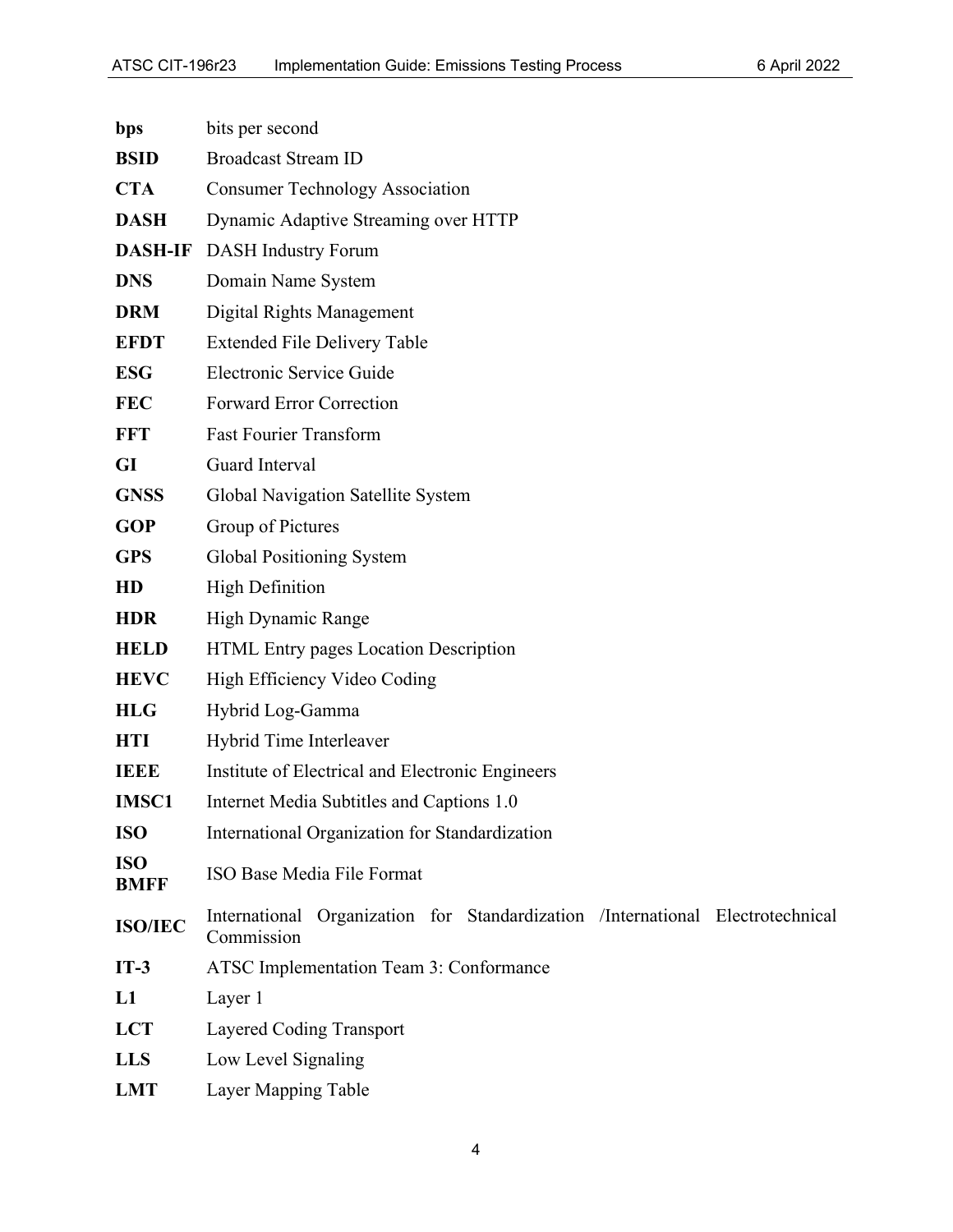**bps** bits per second

**BSID** Broadcast Stream ID

**CTA** Consumer Technology Association

**DASH** Dynamic Adaptive Streaming over HTTP

**DASH-IF** DASH Industry Forum

**DNS** Domain Name System

**DRM** Digital Rights Management

**EFDT** Extended File Delivery Table

**ESG** Electronic Service Guide

**FEC** Forward Error Correction

**FFT** Fast Fourier Transform

**GI** Guard Interval

**GNSS** Global Navigation Satellite System

**GOP** Group of Pictures

**GPS** Global Positioning System

**HD** High Definition

**HDR** High Dynamic Range

**HELD** HTML Entry pages Location Description

**HEVC** High Efficiency Video Coding

**HLG** Hybrid Log-Gamma

**HTI** Hybrid Time Interleaver

**IEEE** Institute of Electrical and Electronic Engineers

**IMSC1** Internet Media Subtitles and Captions 1.0

**ISO** International Organization for Standardization

**ISO BMFF** ISO Base Media File Format

**ISO/IEC** International Organization for Standardization /International Electrotechnical Commission

**IT-3** ATSC Implementation Team 3: Conformance

**L1** Layer 1

**LCT** Layered Coding Transport

**LLS** Low Level Signaling

**LMT** Layer Mapping Table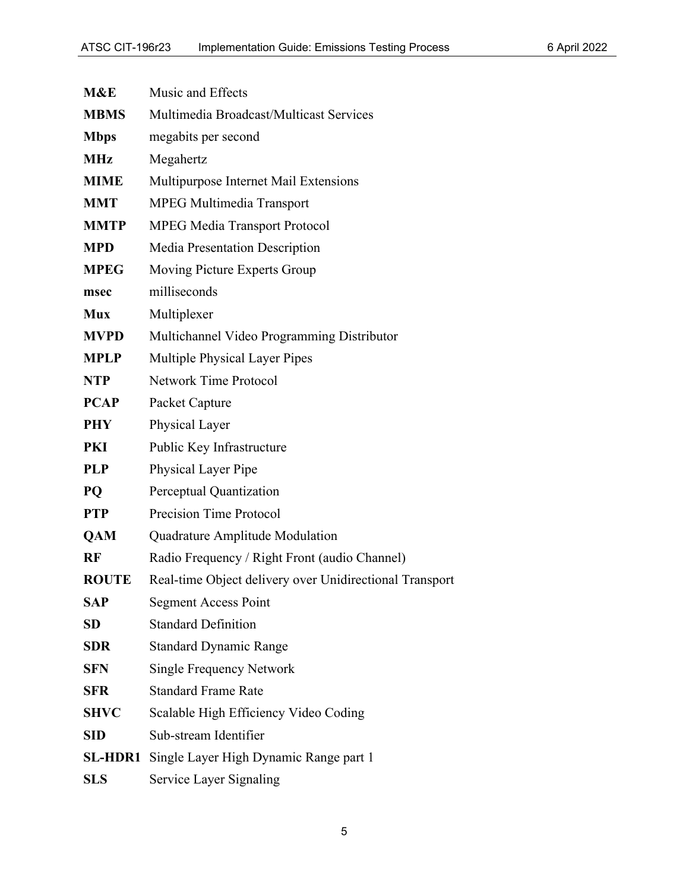**M&E** Music and Effects

**MBMS** Multimedia Broadcast/Multicast Services

**Mbps** megabits per second

**MHz** Megahertz

**MIME** Multipurpose Internet Mail Extensions

**MMT** MPEG Multimedia Transport

**MMTP** MPEG Media Transport Protocol

**MPD** Media Presentation Description

**MPEG** Moving Picture Experts Group

**msec** milliseconds

**Mux** Multiplexer

**MVPD** Multichannel Video Programming Distributor

**MPLP** Multiple Physical Layer Pipes

**NTP** Network Time Protocol

**PCAP** Packet Capture

**PHY** Physical Layer

**PKI** Public Key Infrastructure

**PLP** Physical Layer Pipe

**PQ** Perceptual Quantization

**PTP** Precision Time Protocol

**QAM** Quadrature Amplitude Modulation

**RF** Radio Frequency / Right Front (audio Channel)

**ROUTE** Real-time Object delivery over Unidirectional Transport

**SAP** Segment Access Point

**SD** Standard Definition

**SDR** Standard Dynamic Range

**SFN** Single Frequency Network

**SFR** Standard Frame Rate

**SHVC** Scalable High Efficiency Video Coding

**SID** Sub-stream Identifier

**SL-HDR1** Single Layer High Dynamic Range part 1

**SLS** Service Layer Signaling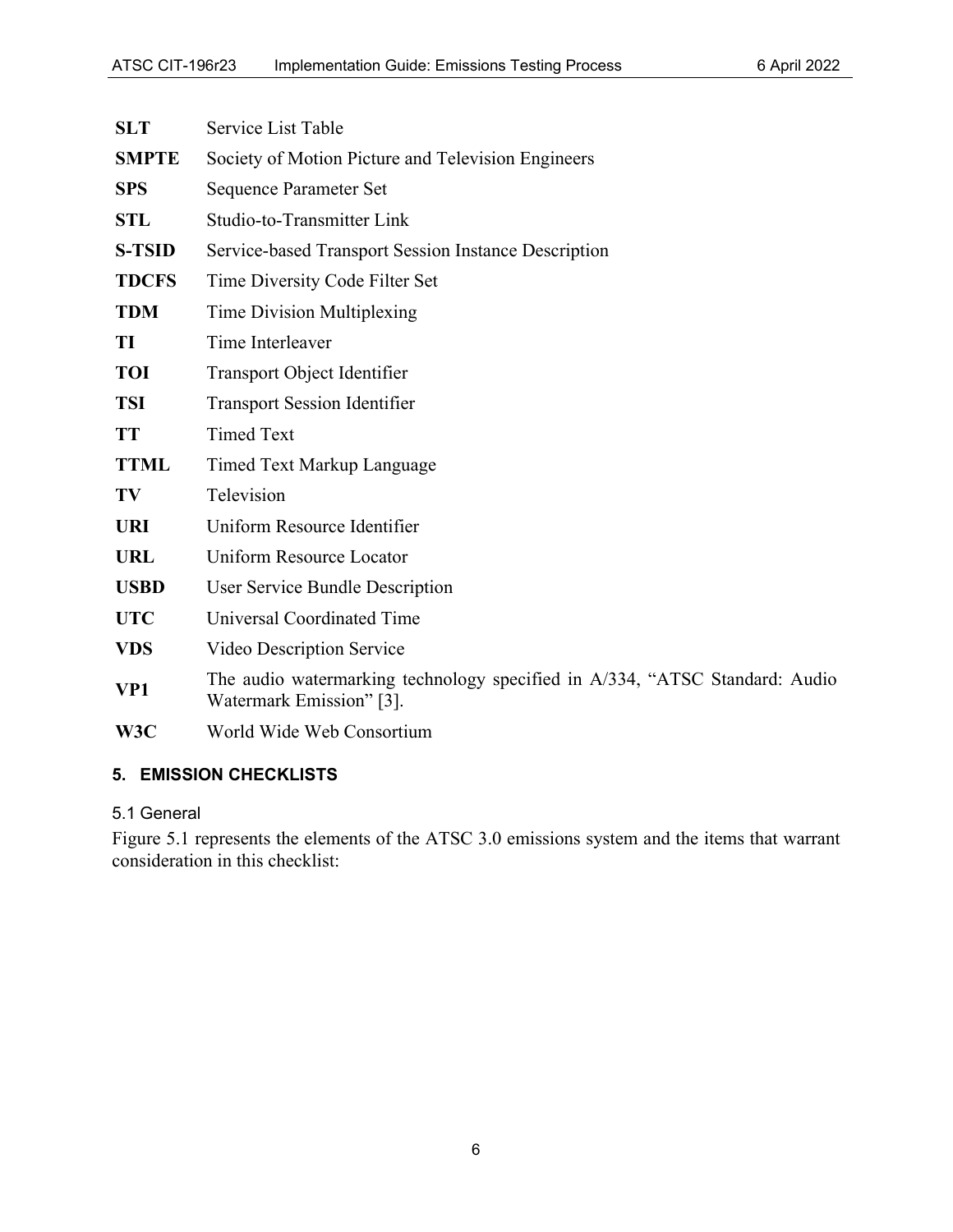| | |
|---|---|
| **SLT** | Service List Table |
| **SMPTE** | Society of Motion Picture and Television Engineers |
| **SPS** | Sequence Parameter Set |
| **STL** | Studio-to-Transmitter Link |
| **S-TSID** | Service-based Transport Session Instance Description |
| **TDCFS** | Time Diversity Code Filter Set |
| **TDM** | Time Division Multiplexing |
| **TI** | Time Interleaver |
| **TOI** | Transport Object Identifier |
| **TSI** | Transport Session Identifier |
| **TT** | Timed Text |
| **TTML** | Timed Text Markup Language |
| **TV** | Television |
| **URI** | Uniform Resource Identifier |
| **URL** | Uniform Resource Locator |
| **USBD** | User Service Bundle Description |
| **UTC** | Universal Coordinated Time |
| **VDS** | Video Description Service |
| **VP1** | The audio watermarking technology specified in A/334, "ATSC Standard: Audio Watermark Emission" [3]. |
| **W3C** | World Wide Web Consortium |

## 5. EMISSION CHECKLISTS

### 5.1 General

Figure 5.1 represents the elements of the ATSC 3.0 emissions system and the items that warrant consideration in this checklist: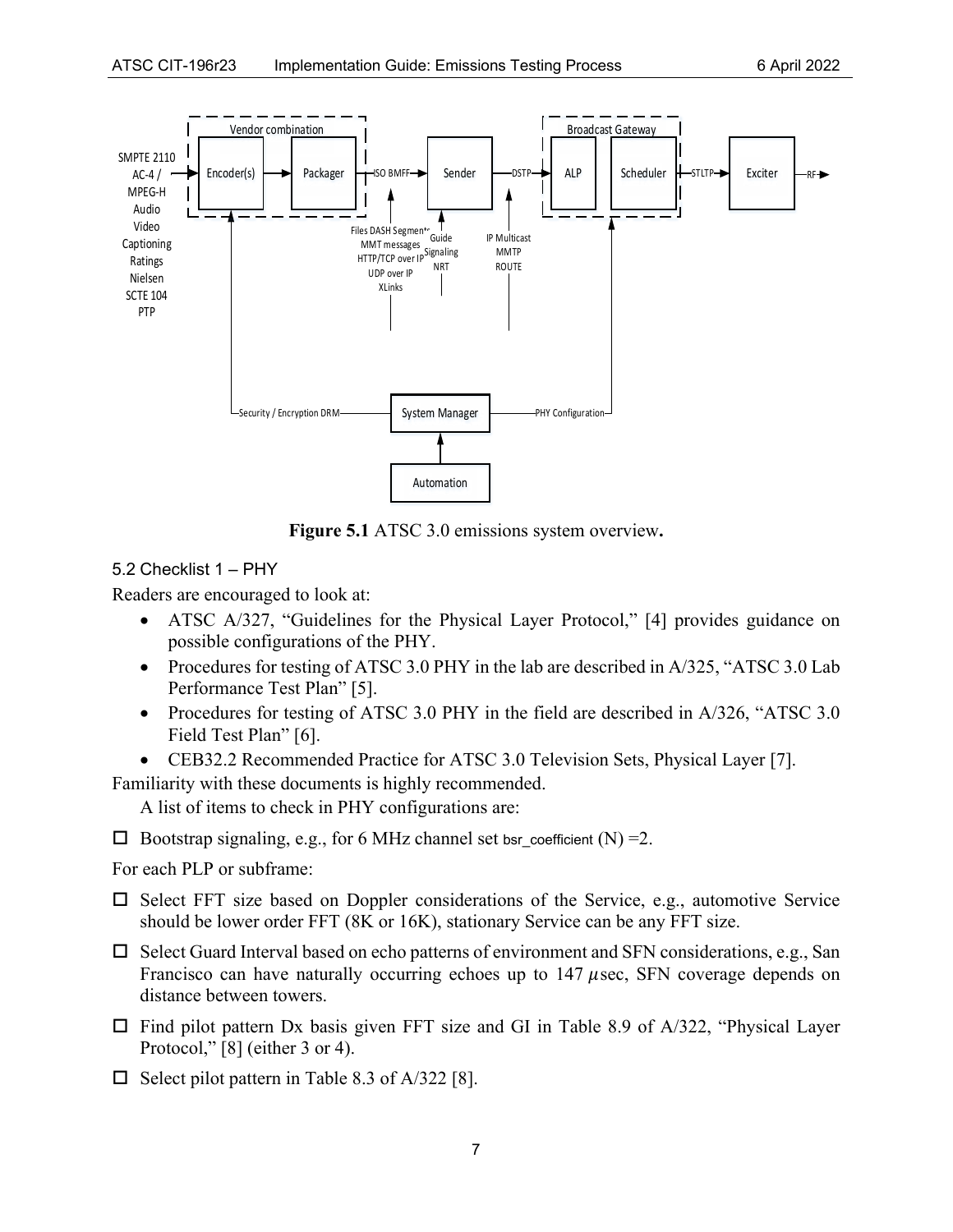Figure 5.1 ATSC 3.0 emissions system overview.

5.2 Checklist 1 – PHY

Readers are encouraged to look at:

- ATSC A/327, "Guidelines for the Physical Layer Protocol," [4] provides guidance on possible configurations of the PHY.
- Procedures for testing of ATSC 3.0 PHY in the lab are described in A/325, "ATSC 3.0 Lab Performance Test Plan" [5].
- Procedures for testing of ATSC 3.0 PHY in the field are described in A/326, "ATSC 3.0 Field Test Plan" [6].
- CEB32.2 Recommended Practice for ATSC 3.0 Television Sets, Physical Layer [7].

Familiarity with these documents is highly recommended.

A list of items to check in PHY configurations are:

☐ Bootstrap signaling, e.g., for 6 MHz channel set bsr_coefficient (N) =2.

For each PLP or subframe:

☐ Select FFT size based on Doppler considerations of the Service, e.g., automotive Service should be lower order FFT (8K or 16K), stationary Service can be any FFT size.

☐ Select Guard Interval based on echo patterns of environment and SFN considerations, e.g., San Francisco can have naturally occurring echoes up to 147 $\mu$sec, SFN coverage depends on distance between towers.

☐ Find pilot pattern Dx basis given FFT size and GI in Table 8.9 of A/322, "Physical Layer Protocol," [8] (either 3 or 4).

☐ Select pilot pattern in Table 8.3 of A/322 [8].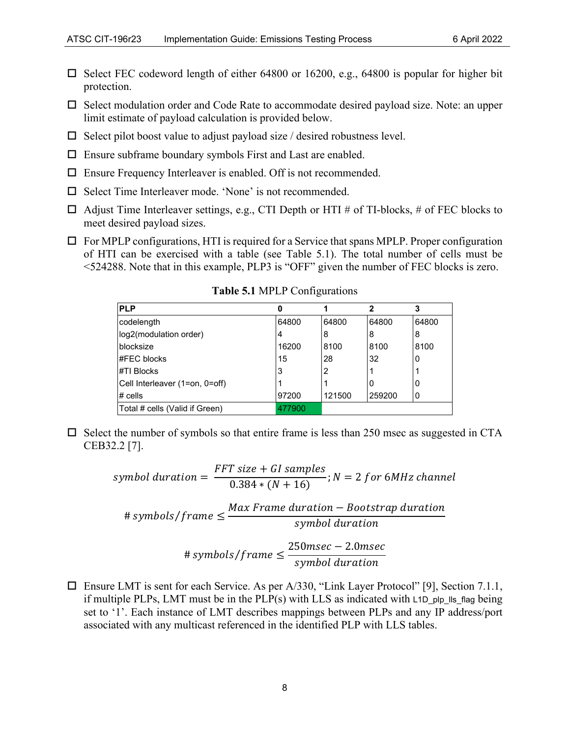- ☐ Select FEC codeword length of either 64800 or 16200, e.g., 64800 is popular for higher bit protection.
- ☐ Select modulation order and Code Rate to accommodate desired payload size. Note: an upper limit estimate of payload calculation is provided below.
- ☐ Select pilot boost value to adjust payload size / desired robustness level.
- ☐ Ensure subframe boundary symbols First and Last are enabled.
- ☐ Ensure Frequency Interleaver is enabled. Off is not recommended.
- ☐ Select Time Interleaver mode. 'None' is not recommended.
- ☐ Adjust Time Interleaver settings, e.g., CTI Depth or HTI # of TI-blocks, # of FEC blocks to meet desired payload sizes.
- ☐ For MPLP configurations, HTI is required for a Service that spans MPLP. Proper configuration of HTI can be exercised with a table (see Table 5.1). The total number of cells must be <524288. Note that in this example, PLP3 is "OFF" given the number of FEC blocks is zero.

**Table 5.1** MPLP Configurations

| PLP | 0 | 1 | 2 | 3 |
|---|---|---|---|---|
| codelength | 64800 | 64800 | 64800 | 64800 |
| log2(modulation order) | 4 | 8 | 8 | 8 |
| blocksize | 16200 | 8100 | 8100 | 8100 |
| #FEC blocks | 15 | 28 | 32 | 0 |
| #TI Blocks | 3 | 2 | 1 | 1 |
| Cell Interleaver (1=on, 0=off) | 1 | 1 | 0 | 0 |
| # cells | 97200 | 121500 | 259200 | 0 |
| Total # cells (Valid if Green) | 477900 | | | |

- ☐ Select the number of symbols so that entire frame is less than 250 msec as suggested in CTA CEB32.2 [7].

$$symbol\ duration = \frac{FFT\ size + GI\ samples}{0.384 * (N + 16)}; N = 2\ for\ 6MHz\ channel$$

$$\#\ symbols/frame \leq \frac{Max\ Frame\ duration - Bootstrap\ duration}{symbol\ duration}$$

$$\#\ symbols/frame \leq \frac{250msec - 2.0msec}{symbol\ duration}$$

- ☐ Ensure LMT is sent for each Service. As per A/330, "Link Layer Protocol" [9], Section 7.1.1, if multiple PLPs, LMT must be in the PLP(s) with LLS as indicated with L1D_plp_lls_flag being set to '1'. Each instance of LMT describes mappings between PLPs and any IP address/port associated with any multicast referenced in the identified PLP with LLS tables.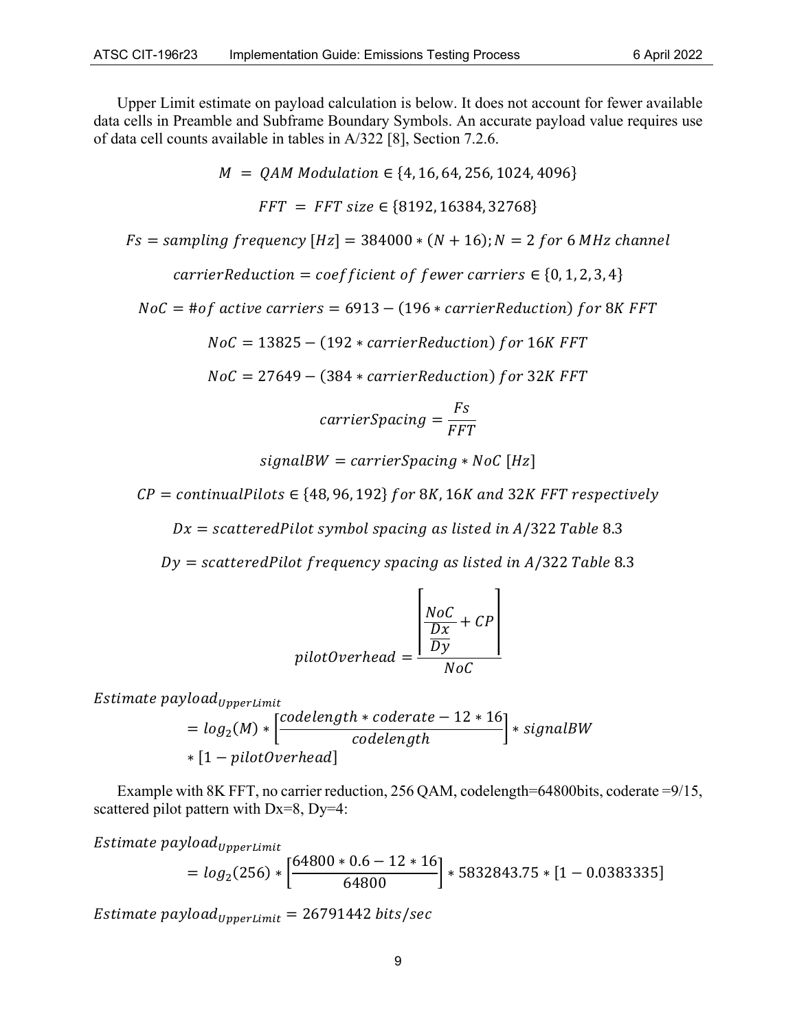Upper Limit estimate on payload calculation is below. It does not account for fewer available data cells in Preamble and Subframe Boundary Symbols. An accurate payload value requires use of data cell counts available in tables in A/322 [8], Section 7.2.6.

$$M = QAM\ Modulation \in \{4, 16, 64, 256, 1024, 4096\}$$

$$FFT = FFT\ size \in \{8192, 16384, 32768\}$$

$$Fs = sampling\ frequency\ [Hz] = 384000 * (N + 16); N = 2\ for\ 6\ MHz\ channel$$

$$carrierReduction = coefficient\ of\ fewer\ carriers \in \{0, 1, 2, 3, 4\}$$

$$NoC = \#of\ active\ carriers = 6913 - (196 * carrierReduction)\ for\ 8K\ FFT$$

$$NoC = 13825 - (192 * carrierReduction)\ for\ 16K\ FFT$$

$$NoC = 27649 - (384 * carrierReduction)\ for\ 32K\ FFT$$

$$carrierSpacing = \frac{Fs}{FFT}$$

$$signalBW = carrierSpacing * NoC\ [Hz]$$

$$CP = continualPilots \in \{48, 96, 192\}\ for\ 8K, 16K\ and\ 32K\ FFT\ respectively$$

$$Dx = scatteredPilot\ symbol\ spacing\ as\ listed\ in\ A/322\ Table\ 8.3$$

$$Dy = scatteredPilot\ frequency\ spacing\ as\ listed\ in\ A/322\ Table\ 8.3$$

$$pilotOverhead = \frac{\left\lceil \frac{\frac{NoC}{Dx}}{Dy} + CP \right\rceil}{NoC}$$

$$Estimate\ payload_{UpperLimit} = log_2(M) * \left[\frac{codelength * coderate - 12 * 16}{codelength}\right] * signalBW * [1 - pilotOverhead]$$

Example with 8K FFT, no carrier reduction, 256 QAM, codelength=64800bits, coderate =9/15, scattered pilot pattern with Dx=8, Dy=4:

$$Estimate\ payload_{UpperLimit} = log_2(256) * \left[\frac{64800 * 0.6 - 12 * 16}{64800}\right] * 5832843.75 * [1 - 0.0383335]$$

$$Estimate\ payload_{UpperLimit} = 26791442\ bits/sec$$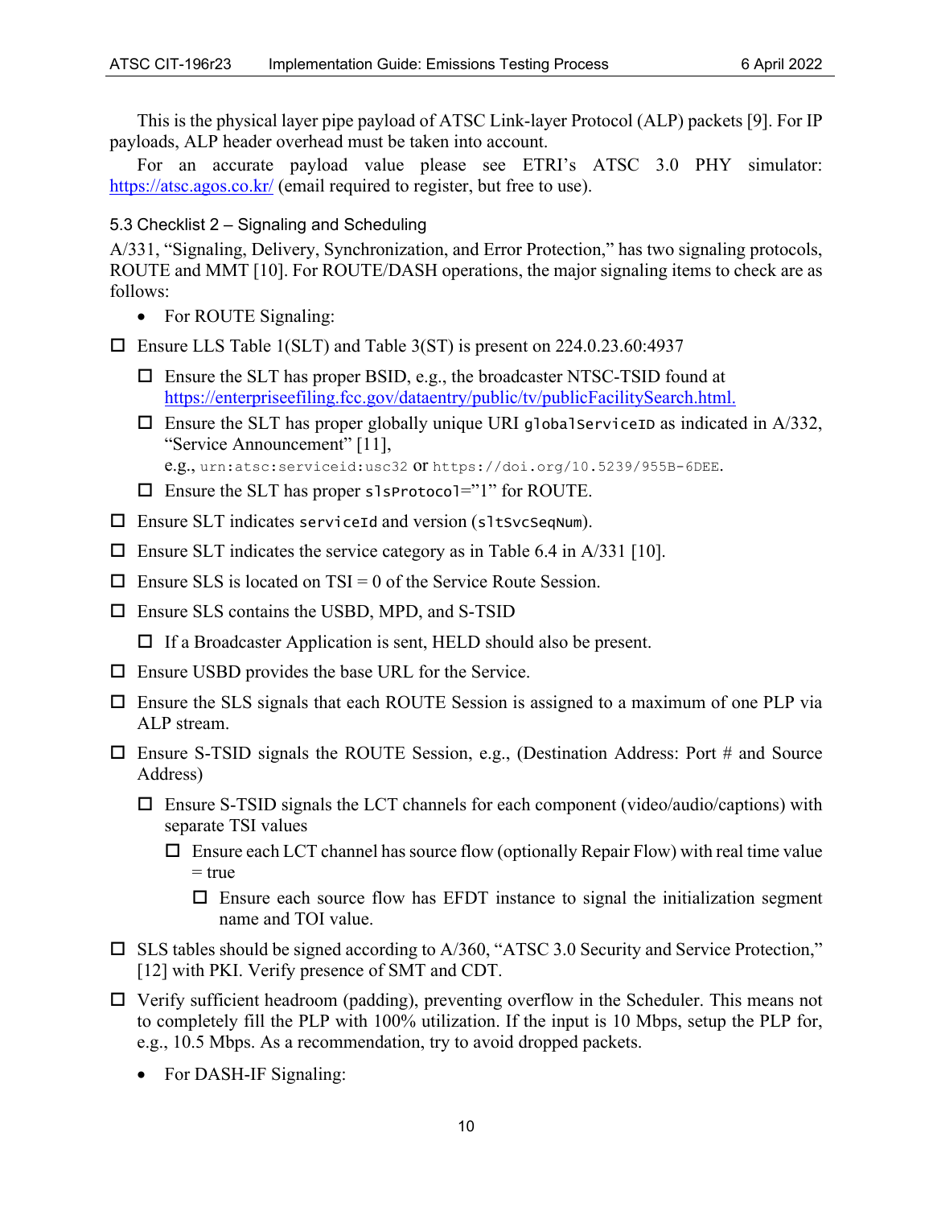This is the physical layer pipe payload of ATSC Link-layer Protocol (ALP) packets [9]. For IP payloads, ALP header overhead must be taken into account.

For an accurate payload value please see ETRI's ATSC 3.0 PHY simulator: https://atsc.agos.co.kr/ (email required to register, but free to use).

### 5.3 Checklist 2 – Signaling and Scheduling

A/331, "Signaling, Delivery, Synchronization, and Error Protection," has two signaling protocols, ROUTE and MMT [10]. For ROUTE/DASH operations, the major signaling items to check are as follows:

- For ROUTE Signaling:

- ☐ Ensure LLS Table 1(SLT) and Table 3(ST) is present on 224.0.23.60:4937
  - ☐ Ensure the SLT has proper BSID, e.g., the broadcaster NTSC-TSID found at https://enterpriseefiling.fcc.gov/dataentry/public/tv/publicFacilitySearch.html.
  - ☐ Ensure the SLT has proper globally unique URI `globalServiceID` as indicated in A/332, "Service Announcement" [11],
    e.g., `urn:atsc:serviceid:usc32` or `https://doi.org/10.5239/955B-6DEE`.
  - ☐ Ensure the SLT has proper `slsProtocol`="1" for ROUTE.
- ☐ Ensure SLT indicates `serviceId` and version (`sltSvcSeqNum`).
- ☐ Ensure SLT indicates the service category as in Table 6.4 in A/331 [10].
- ☐ Ensure SLS is located on TSI = 0 of the Service Route Session.
- ☐ Ensure SLS contains the USBD, MPD, and S-TSID
  - ☐ If a Broadcaster Application is sent, HELD should also be present.
- ☐ Ensure USBD provides the base URL for the Service.
- ☐ Ensure the SLS signals that each ROUTE Session is assigned to a maximum of one PLP via ALP stream.
- ☐ Ensure S-TSID signals the ROUTE Session, e.g., (Destination Address: Port # and Source Address)
  - ☐ Ensure S-TSID signals the LCT channels for each component (video/audio/captions) with separate TSI values
    - ☐ Ensure each LCT channel has source flow (optionally Repair Flow) with real time value = true
      - ☐ Ensure each source flow has EFDT instance to signal the initialization segment name and TOI value.
- ☐ SLS tables should be signed according to A/360, "ATSC 3.0 Security and Service Protection," [12] with PKI. Verify presence of SMT and CDT.
- ☐ Verify sufficient headroom (padding), preventing overflow in the Scheduler. This means not to completely fill the PLP with 100% utilization. If the input is 10 Mbps, setup the PLP for, e.g., 10.5 Mbps. As a recommendation, try to avoid dropped packets.

- For DASH-IF Signaling: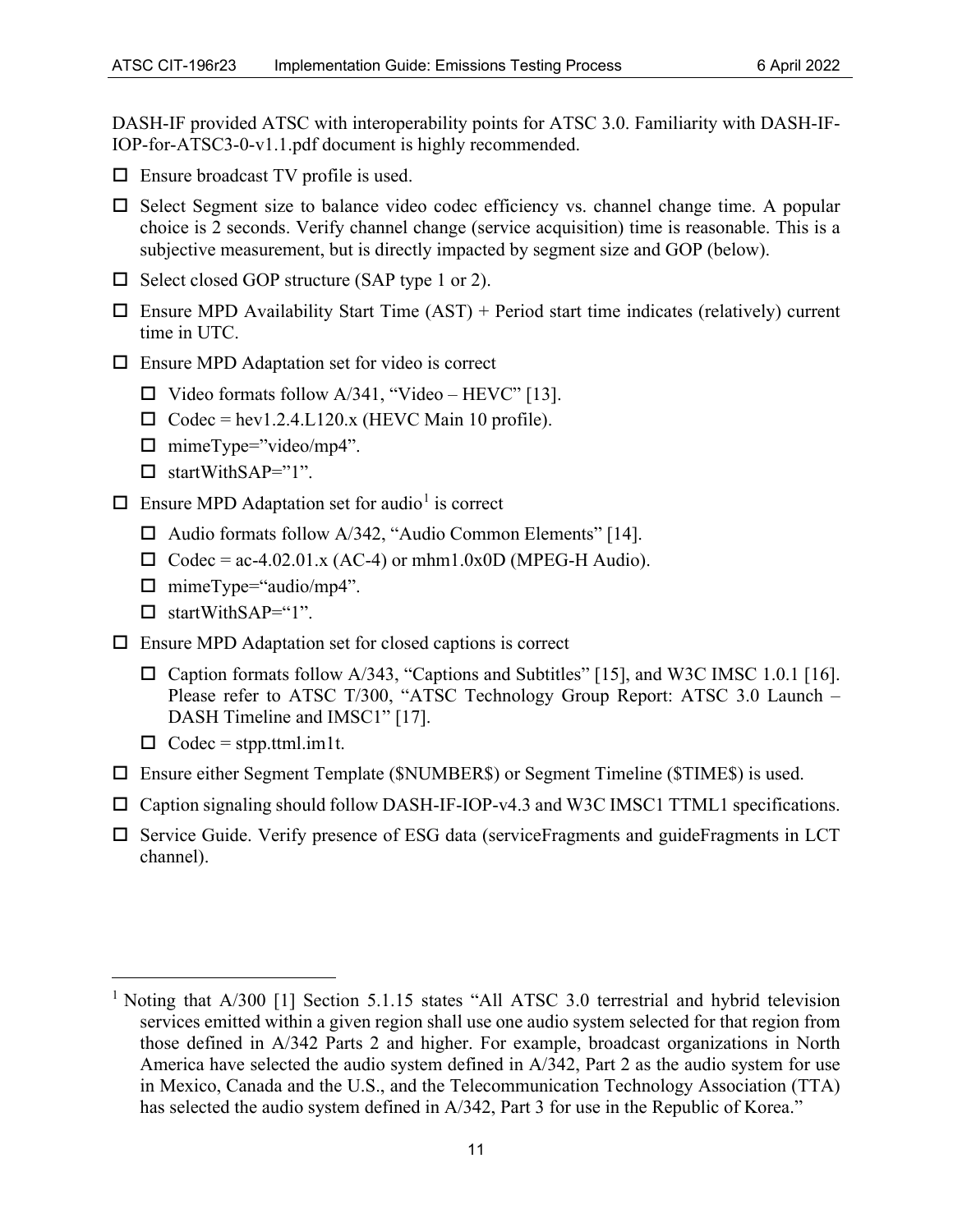DASH-IF provided ATSC with interoperability points for ATSC 3.0. Familiarity with DASH-IF-IOP-for-ATSC3-0-v1.1.pdf document is highly recommended.

- ☐ Ensure broadcast TV profile is used.
- ☐ Select Segment size to balance video codec efficiency vs. channel change time. A popular choice is 2 seconds. Verify channel change (service acquisition) time is reasonable. This is a subjective measurement, but is directly impacted by segment size and GOP (below).
- ☐ Select closed GOP structure (SAP type 1 or 2).
- ☐ Ensure MPD Availability Start Time (AST) + Period start time indicates (relatively) current time in UTC.
- ☐ Ensure MPD Adaptation set for video is correct
  - ☐ Video formats follow A/341, "Video – HEVC" [13].
  - ☐ Codec = hev1.2.4.L120.x (HEVC Main 10 profile).
  - ☐ mimeType="video/mp4".
  - ☐ startWithSAP="1".
- ☐ Ensure MPD Adaptation set for audio[1] is correct
  - ☐ Audio formats follow A/342, "Audio Common Elements" [14].
  - ☐ Codec = ac-4.02.01.x (AC-4) or mhm1.0x0D (MPEG-H Audio).
  - ☐ mimeType="audio/mp4".
  - ☐ startWithSAP="1".
- ☐ Ensure MPD Adaptation set for closed captions is correct
  - ☐ Caption formats follow A/343, "Captions and Subtitles" [15], and W3C IMSC 1.0.1 [16]. Please refer to ATSC T/300, "ATSC Technology Group Report: ATSC 3.0 Launch – DASH Timeline and IMSC1" [17].
  - ☐ Codec = stpp.ttml.im1t.
- ☐ Ensure either Segment Template ($NUMBER$) or Segment Timeline ($TIME$) is used.
- ☐ Caption signaling should follow DASH-IF-IOP-v4.3 and W3C IMSC1 TTML1 specifications.
- ☐ Service Guide. Verify presence of ESG data (serviceFragments and guideFragments in LCT channel).

---

[1] Noting that A/300 [1] Section 5.1.15 states "All ATSC 3.0 terrestrial and hybrid television services emitted within a given region shall use one audio system selected for that region from those defined in A/342 Parts 2 and higher. For example, broadcast organizations in North America have selected the audio system defined in A/342, Part 2 as the audio system for use in Mexico, Canada and the U.S., and the Telecommunication Technology Association (TTA) has selected the audio system defined in A/342, Part 3 for use in the Republic of Korea."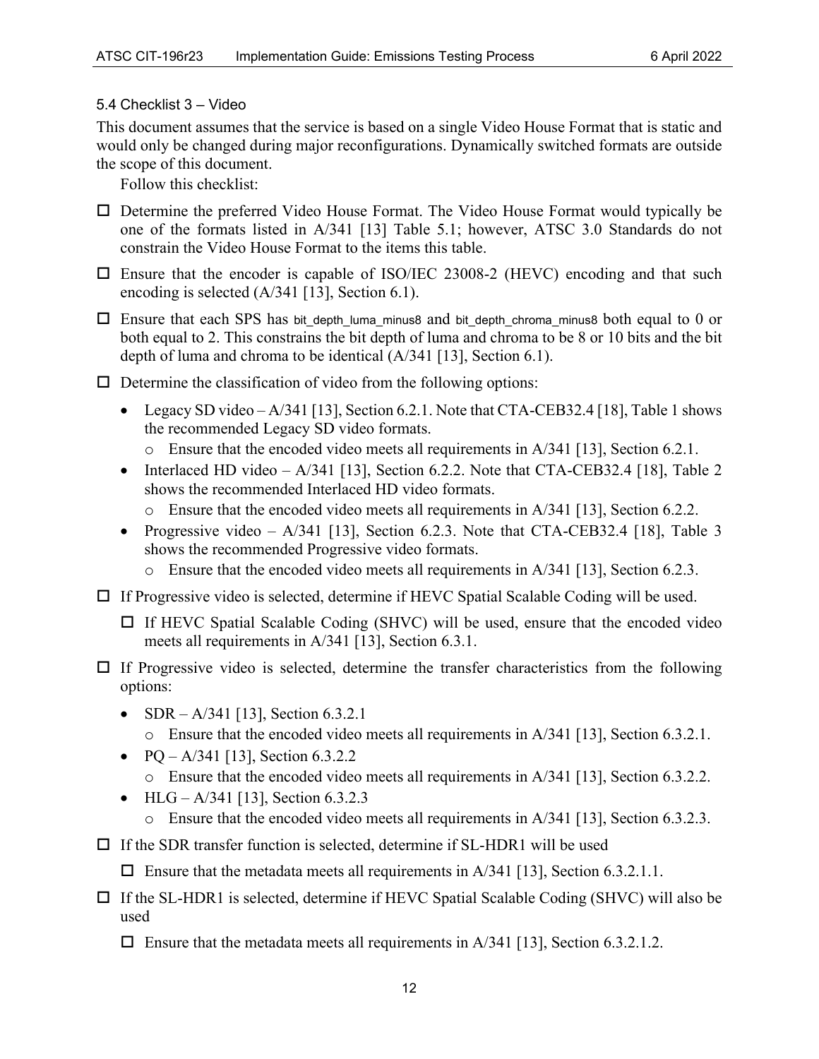## 5.4 Checklist 3 – Video

This document assumes that the service is based on a single Video House Format that is static and would only be changed during major reconfigurations. Dynamically switched formats are outside the scope of this document.

Follow this checklist:

- ☐ Determine the preferred Video House Format. The Video House Format would typically be one of the formats listed in A/341 [13] Table 5.1; however, ATSC 3.0 Standards do not constrain the Video House Format to the items this table.
- ☐ Ensure that the encoder is capable of ISO/IEC 23008-2 (HEVC) encoding and that such encoding is selected (A/341 [13], Section 6.1).
- ☐ Ensure that each SPS has bit_depth_luma_minus8 and bit_depth_chroma_minus8 both equal to 0 or both equal to 2. This constrains the bit depth of luma and chroma to be 8 or 10 bits and the bit depth of luma and chroma to be identical (A/341 [13], Section 6.1).
- ☐ Determine the classification of video from the following options:
  - Legacy SD video – A/341 [13], Section 6.2.1. Note that CTA-CEB32.4 [18], Table 1 shows the recommended Legacy SD video formats.
    - Ensure that the encoded video meets all requirements in A/341 [13], Section 6.2.1.
  - Interlaced HD video – A/341 [13], Section 6.2.2. Note that CTA-CEB32.4 [18], Table 2 shows the recommended Interlaced HD video formats.
    - Ensure that the encoded video meets all requirements in A/341 [13], Section 6.2.2.
  - Progressive video – A/341 [13], Section 6.2.3. Note that CTA-CEB32.4 [18], Table 3 shows the recommended Progressive video formats.
    - Ensure that the encoded video meets all requirements in A/341 [13], Section 6.2.3.
- ☐ If Progressive video is selected, determine if HEVC Spatial Scalable Coding will be used.
  - ☐ If HEVC Spatial Scalable Coding (SHVC) will be used, ensure that the encoded video meets all requirements in A/341 [13], Section 6.3.1.
- ☐ If Progressive video is selected, determine the transfer characteristics from the following options:
  - SDR – A/341 [13], Section 6.3.2.1
    - Ensure that the encoded video meets all requirements in A/341 [13], Section 6.3.2.1.
  - PQ – A/341 [13], Section 6.3.2.2
    - Ensure that the encoded video meets all requirements in A/341 [13], Section 6.3.2.2.
  - HLG – A/341 [13], Section 6.3.2.3
    - Ensure that the encoded video meets all requirements in A/341 [13], Section 6.3.2.3.
- ☐ If the SDR transfer function is selected, determine if SL-HDR1 will be used
  - ☐ Ensure that the metadata meets all requirements in A/341 [13], Section 6.3.2.1.1.
- ☐ If the SL-HDR1 is selected, determine if HEVC Spatial Scalable Coding (SHVC) will also be used
  - ☐ Ensure that the metadata meets all requirements in A/341 [13], Section 6.3.2.1.2.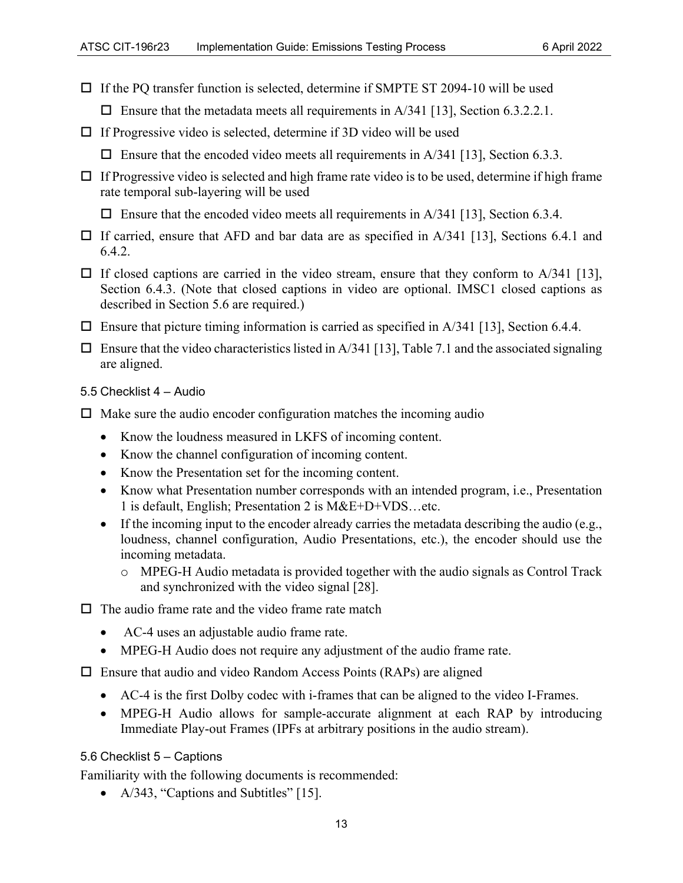- ☐ If the PQ transfer function is selected, determine if SMPTE ST 2094-10 will be used
  - ☐ Ensure that the metadata meets all requirements in A/341 [13], Section 6.3.2.2.1.
- ☐ If Progressive video is selected, determine if 3D video will be used
  - ☐ Ensure that the encoded video meets all requirements in A/341 [13], Section 6.3.3.
- ☐ If Progressive video is selected and high frame rate video is to be used, determine if high frame rate temporal sub-layering will be used
  - ☐ Ensure that the encoded video meets all requirements in A/341 [13], Section 6.3.4.
- ☐ If carried, ensure that AFD and bar data are as specified in A/341 [13], Sections 6.4.1 and 6.4.2.
- ☐ If closed captions are carried in the video stream, ensure that they conform to A/341 [13], Section 6.4.3. (Note that closed captions in video are optional. IMSC1 closed captions as described in Section 5.6 are required.)
- ☐ Ensure that picture timing information is carried as specified in A/341 [13], Section 6.4.4.
- ☐ Ensure that the video characteristics listed in A/341 [13], Table 7.1 and the associated signaling are aligned.

### 5.5 Checklist 4 – Audio

- ☐ Make sure the audio encoder configuration matches the incoming audio
  - Know the loudness measured in LKFS of incoming content.
  - Know the channel configuration of incoming content.
  - Know the Presentation set for the incoming content.
  - Know what Presentation number corresponds with an intended program, i.e., Presentation 1 is default, English; Presentation 2 is M&E+D+VDS…etc.
  - If the incoming input to the encoder already carries the metadata describing the audio (e.g., loudness, channel configuration, Audio Presentations, etc.), the encoder should use the incoming metadata.
    - MPEG-H Audio metadata is provided together with the audio signals as Control Track and synchronized with the video signal [28].
- ☐ The audio frame rate and the video frame rate match
  - AC-4 uses an adjustable audio frame rate.
  - MPEG-H Audio does not require any adjustment of the audio frame rate.
- ☐ Ensure that audio and video Random Access Points (RAPs) are aligned
  - AC-4 is the first Dolby codec with i-frames that can be aligned to the video I-Frames.
  - MPEG-H Audio allows for sample-accurate alignment at each RAP by introducing Immediate Play-out Frames (IPFs at arbitrary positions in the audio stream).

### 5.6 Checklist 5 – Captions

Familiarity with the following documents is recommended:

- A/343, "Captions and Subtitles" [15].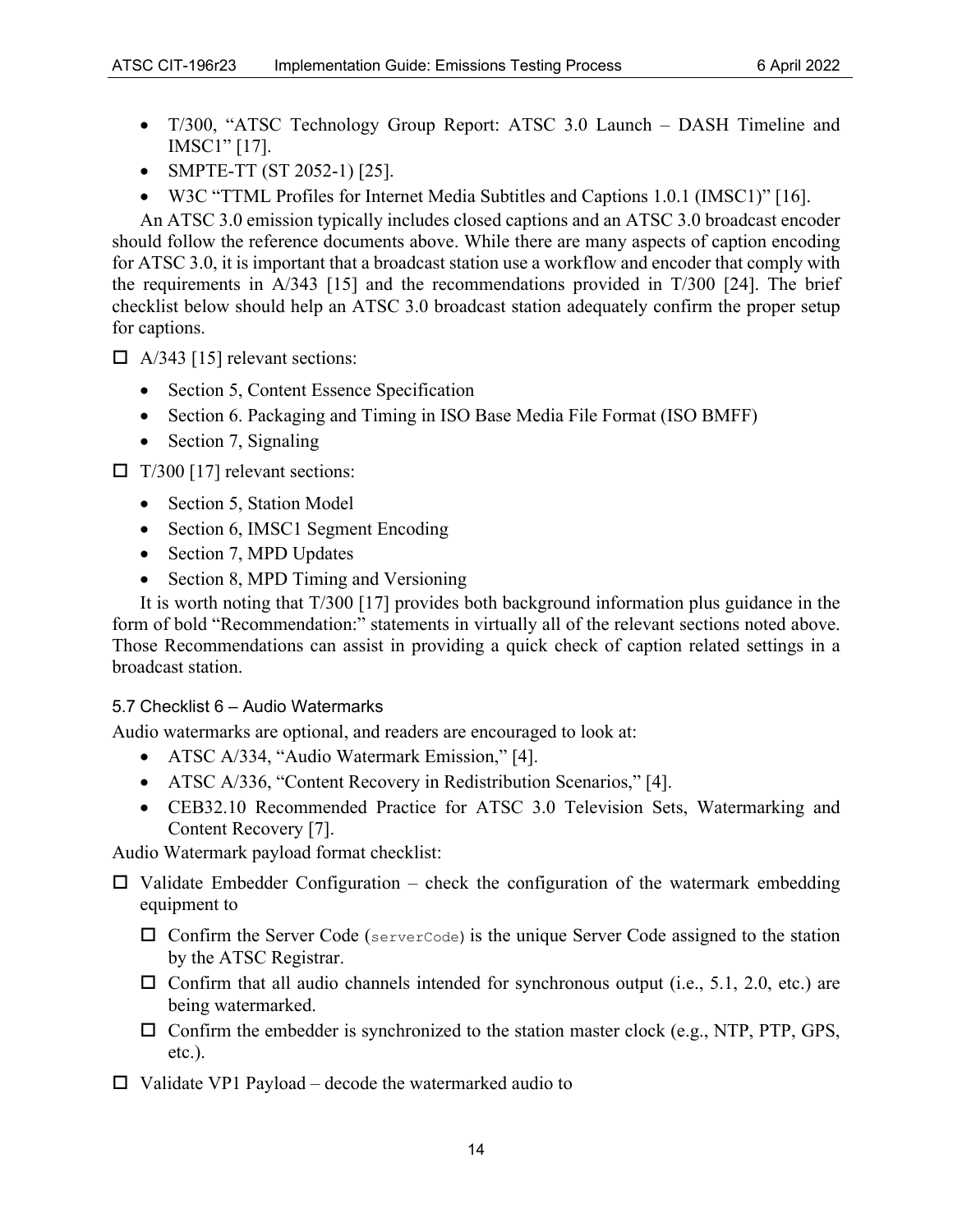- T/300, "ATSC Technology Group Report: ATSC 3.0 Launch – DASH Timeline and IMSC1" [17].
- SMPTE-TT (ST 2052-1) [25].
- W3C "TTML Profiles for Internet Media Subtitles and Captions 1.0.1 (IMSC1)" [16].

An ATSC 3.0 emission typically includes closed captions and an ATSC 3.0 broadcast encoder should follow the reference documents above. While there are many aspects of caption encoding for ATSC 3.0, it is important that a broadcast station use a workflow and encoder that comply with the requirements in A/343 [15] and the recommendations provided in T/300 [24]. The brief checklist below should help an ATSC 3.0 broadcast station adequately confirm the proper setup for captions.

☐ A/343 [15] relevant sections:

- Section 5, Content Essence Specification
- Section 6. Packaging and Timing in ISO Base Media File Format (ISO BMFF)
- Section 7, Signaling

☐ T/300 [17] relevant sections:

- Section 5, Station Model
- Section 6, IMSC1 Segment Encoding
- Section 7, MPD Updates
- Section 8, MPD Timing and Versioning

It is worth noting that T/300 [17] provides both background information plus guidance in the form of bold "Recommendation:" statements in virtually all of the relevant sections noted above. Those Recommendations can assist in providing a quick check of caption related settings in a broadcast station.

### 5.7 Checklist 6 – Audio Watermarks

Audio watermarks are optional, and readers are encouraged to look at:

- ATSC A/334, "Audio Watermark Emission," [4].
- ATSC A/336, "Content Recovery in Redistribution Scenarios," [4].
- CEB32.10 Recommended Practice for ATSC 3.0 Television Sets, Watermarking and Content Recovery [7].

Audio Watermark payload format checklist:

☐ Validate Embedder Configuration – check the configuration of the watermark embedding equipment to

  ☐ Confirm the Server Code (`serverCode`) is the unique Server Code assigned to the station by the ATSC Registrar.

  ☐ Confirm that all audio channels intended for synchronous output (i.e., 5.1, 2.0, etc.) are being watermarked.

  ☐ Confirm the embedder is synchronized to the station master clock (e.g., NTP, PTP, GPS, etc.).

☐ Validate VP1 Payload – decode the watermarked audio to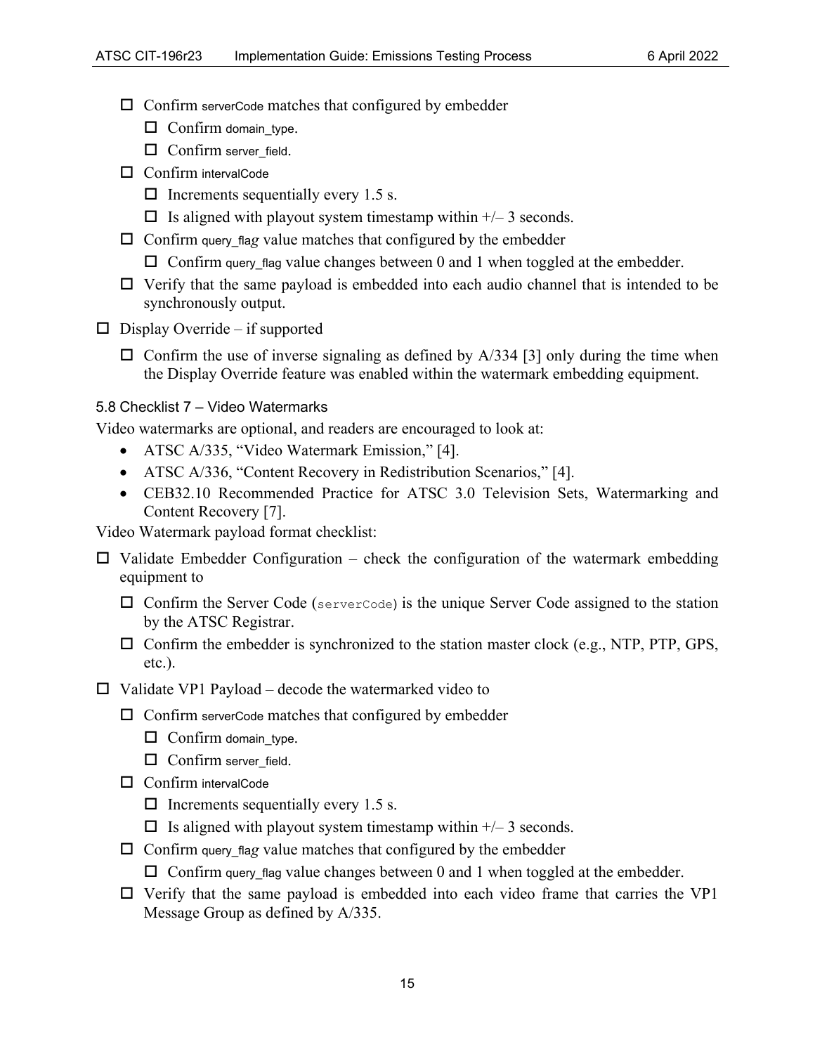- ☐ Confirm serverCode matches that configured by embedder
  - ☐ Confirm domain_type.
  - ☐ Confirm server_field.
- ☐ Confirm intervalCode
  - ☐ Increments sequentially every 1.5 s.
  - ☐ Is aligned with playout system timestamp within +/– 3 seconds.
- ☐ Confirm query_flag value matches that configured by the embedder
  - ☐ Confirm query_flag value changes between 0 and 1 when toggled at the embedder.
- ☐ Verify that the same payload is embedded into each audio channel that is intended to be synchronously output.

☐ Display Override – if supported

- ☐ Confirm the use of inverse signaling as defined by A/334 [3] only during the time when the Display Override feature was enabled within the watermark embedding equipment.

### 5.8 Checklist 7 – Video Watermarks

Video watermarks are optional, and readers are encouraged to look at:

- ATSC A/335, "Video Watermark Emission," [4].
- ATSC A/336, "Content Recovery in Redistribution Scenarios," [4].
- CEB32.10 Recommended Practice for ATSC 3.0 Television Sets, Watermarking and Content Recovery [7].

Video Watermark payload format checklist:

☐ Validate Embedder Configuration – check the configuration of the watermark embedding equipment to

- ☐ Confirm the Server Code (`serverCode`) is the unique Server Code assigned to the station by the ATSC Registrar.
- ☐ Confirm the embedder is synchronized to the station master clock (e.g., NTP, PTP, GPS, etc.).

☐ Validate VP1 Payload – decode the watermarked video to

- ☐ Confirm serverCode matches that configured by embedder
  - ☐ Confirm domain_type.
  - ☐ Confirm server_field.
- ☐ Confirm intervalCode
  - ☐ Increments sequentially every 1.5 s.
  - ☐ Is aligned with playout system timestamp within +/– 3 seconds.
- ☐ Confirm query_flag value matches that configured by the embedder
  - ☐ Confirm query_flag value changes between 0 and 1 when toggled at the embedder.
- ☐ Verify that the same payload is embedded into each video frame that carries the VP1 Message Group as defined by A/335.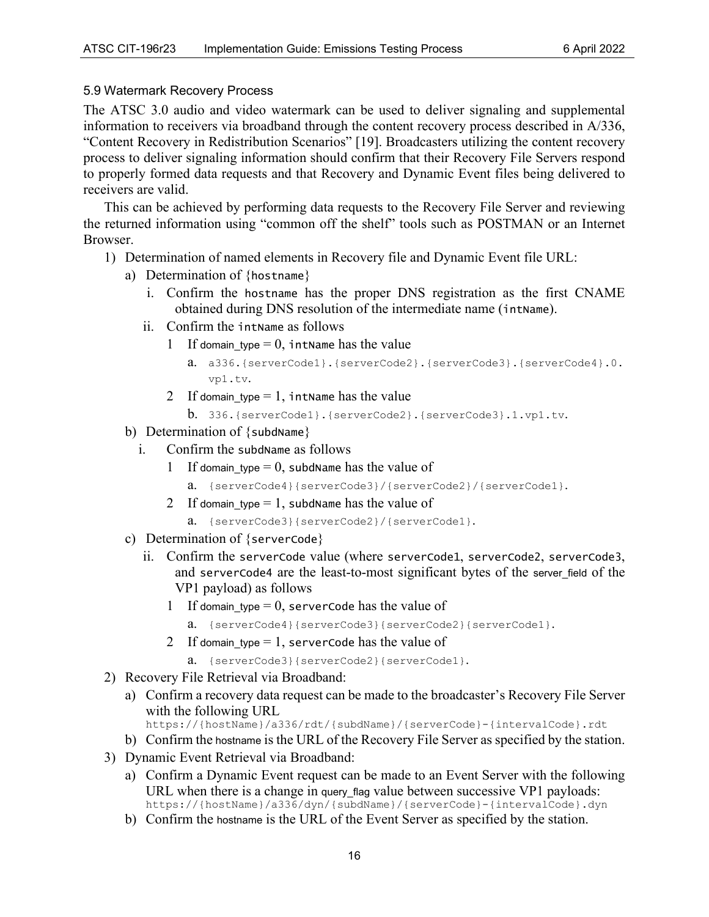### 5.9 Watermark Recovery Process

The ATSC 3.0 audio and video watermark can be used to deliver signaling and supplemental information to receivers via broadband through the content recovery process described in A/336, "Content Recovery in Redistribution Scenarios" [19]. Broadcasters utilizing the content recovery process to deliver signaling information should confirm that their Recovery File Servers respond to properly formed data requests and that Recovery and Dynamic Event files being delivered to receivers are valid.

This can be achieved by performing data requests to the Recovery File Server and reviewing the returned information using "common off the shelf" tools such as POSTMAN or an Internet Browser.

1) Determination of named elements in Recovery file and Dynamic Event file URL:
   a) Determination of {hostname}
      i. Confirm the hostname has the proper DNS registration as the first CNAME obtained during DNS resolution of the intermediate name (intName).
      ii. Confirm the intName as follows
         1 If domain_type = 0, intName has the value
            a. `a336.{serverCode1}.{serverCode2}.{serverCode3}.{serverCode4}.0.vp1.tv`.
         2 If domain_type = 1, intName has the value
            b. `336.{serverCode1}.{serverCode2}.{serverCode3}.1.vp1.tv`.
   b) Determination of {subdName}
      i. Confirm the subdName as follows
         1 If domain_type = 0, subdName has the value of
            a. `{serverCode4}{serverCode3}/{serverCode2}/{serverCode1}`.
         2 If domain_type = 1, subdName has the value of
            a. `{serverCode3}{serverCode2}/{serverCode1}`.
   c) Determination of {serverCode}
      ii. Confirm the serverCode value (where serverCode1, serverCode2, serverCode3, and serverCode4 are the least-to-most significant bytes of the server_field of the VP1 payload) as follows
         1 If domain_type = 0, serverCode has the value of
            a. `{serverCode4}{serverCode3}{serverCode2}{serverCode1}`.
         2 If domain_type = 1, serverCode has the value of
            a. `{serverCode3}{serverCode2}{serverCode1}`.
2) Recovery File Retrieval via Broadband:
   a) Confirm a recovery data request can be made to the broadcaster's Recovery File Server with the following URL
      `https://{hostName}/a336/rdt/{subdName}/{serverCode}-{intervalCode}.rdt`
   b) Confirm the hostname is the URL of the Recovery File Server as specified by the station.
3) Dynamic Event Retrieval via Broadband:
   a) Confirm a Dynamic Event request can be made to an Event Server with the following URL when there is a change in query_flag value between successive VP1 payloads:
      `https://{hostName}/a336/dyn/{subdName}/{serverCode}-{intervalCode}.dyn`
   b) Confirm the hostname is the URL of the Event Server as specified by the station.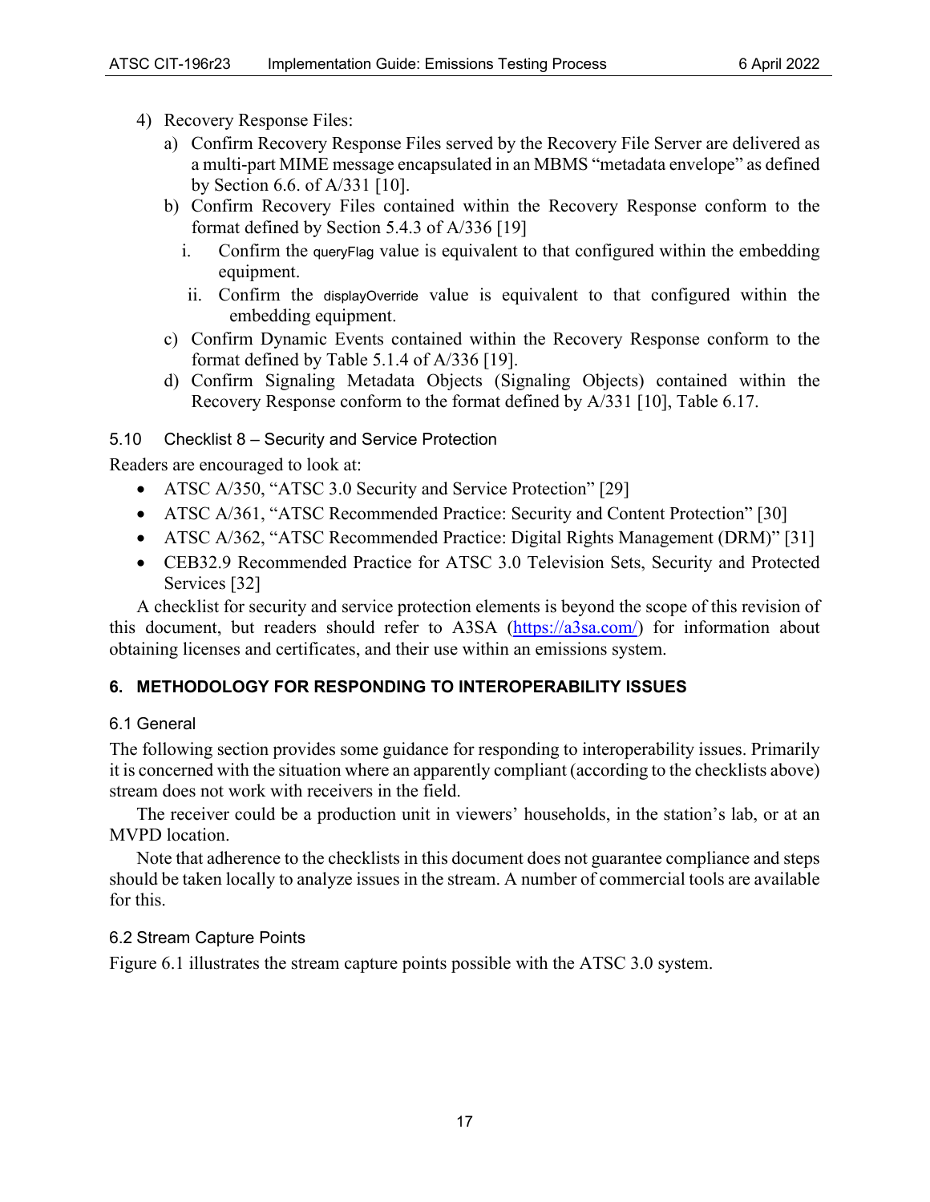4) Recovery Response Files:
   a) Confirm Recovery Response Files served by the Recovery File Server are delivered as a multi-part MIME message encapsulated in an MBMS "metadata envelope" as defined by Section 6.6. of A/331 [10].
   b) Confirm Recovery Files contained within the Recovery Response conform to the format defined by Section 5.4.3 of A/336 [19]
      i. Confirm the queryFlag value is equivalent to that configured within the embedding equipment.
      ii. Confirm the displayOverride value is equivalent to that configured within the embedding equipment.
   c) Confirm Dynamic Events contained within the Recovery Response conform to the format defined by Table 5.1.4 of A/336 [19].
   d) Confirm Signaling Metadata Objects (Signaling Objects) contained within the Recovery Response conform to the format defined by A/331 [10], Table 6.17.

### 5.10 Checklist 8 – Security and Service Protection

Readers are encouraged to look at:

- ATSC A/350, "ATSC 3.0 Security and Service Protection" [29]
- ATSC A/361, "ATSC Recommended Practice: Security and Content Protection" [30]
- ATSC A/362, "ATSC Recommended Practice: Digital Rights Management (DRM)" [31]
- CEB32.9 Recommended Practice for ATSC 3.0 Television Sets, Security and Protected Services [32]

A checklist for security and service protection elements is beyond the scope of this revision of this document, but readers should refer to A3SA (https://a3sa.com/) for information about obtaining licenses and certificates, and their use within an emissions system.

## 6. METHODOLOGY FOR RESPONDING TO INTEROPERABILITY ISSUES

### 6.1 General

The following section provides some guidance for responding to interoperability issues. Primarily it is concerned with the situation where an apparently compliant (according to the checklists above) stream does not work with receivers in the field.

The receiver could be a production unit in viewers' households, in the station's lab, or at an MVPD location.

Note that adherence to the checklists in this document does not guarantee compliance and steps should be taken locally to analyze issues in the stream. A number of commercial tools are available for this.

### 6.2 Stream Capture Points

Figure 6.1 illustrates the stream capture points possible with the ATSC 3.0 system.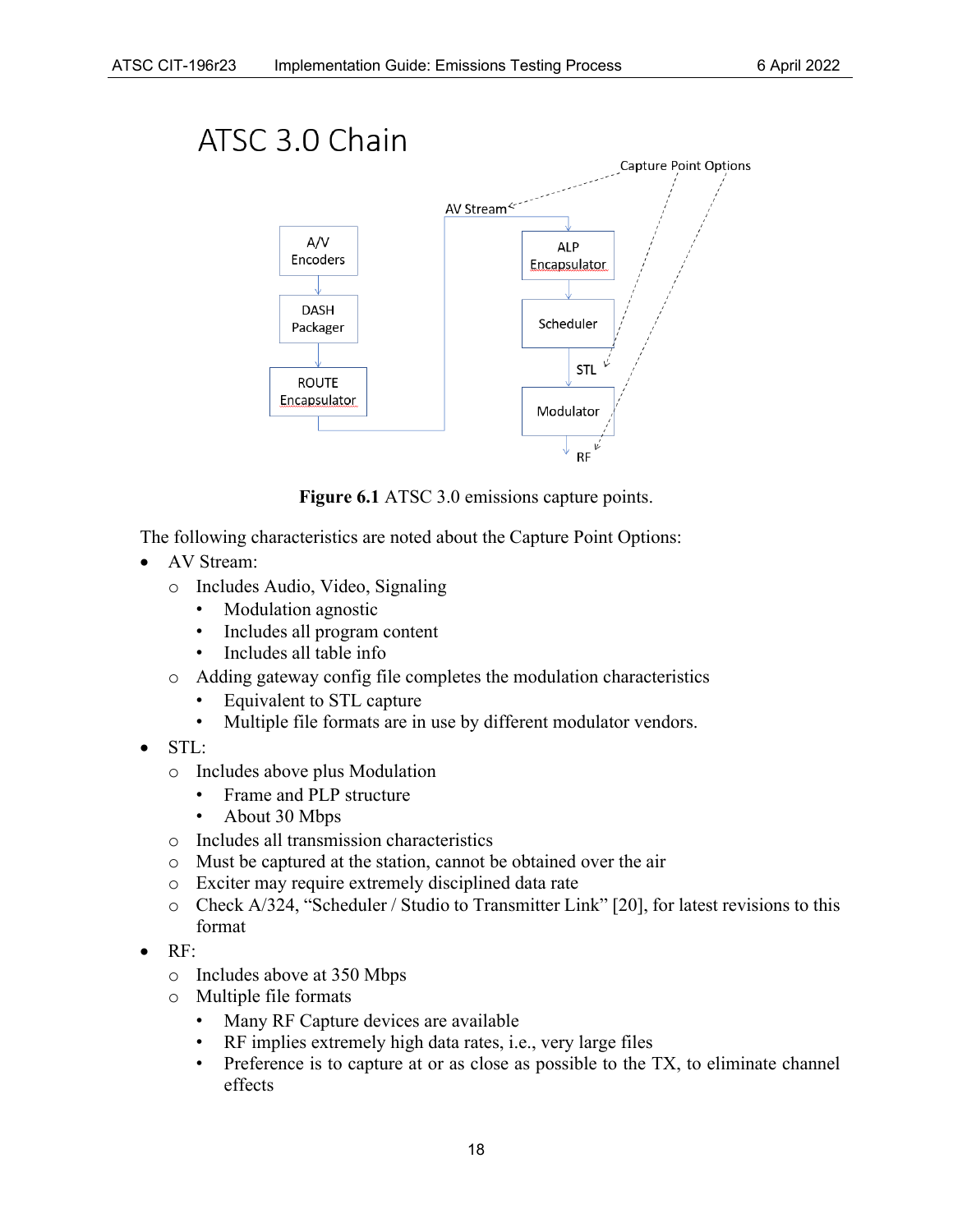ATSC 3.0 Chain

Capture Point Options

AV Stream

A/V Encoders

DASH Packager

ROUTE Encapsulator

ALP Encapsulator

Scheduler

STL

Modulator

RF

**Figure 6.1** ATSC 3.0 emissions capture points.

The following characteristics are noted about the Capture Point Options:

- AV Stream:
  - Includes Audio, Video, Signaling
    - Modulation agnostic
    - Includes all program content
    - Includes all table info
  - Adding gateway config file completes the modulation characteristics
    - Equivalent to STL capture
    - Multiple file formats are in use by different modulator vendors.
- STL:
  - Includes above plus Modulation
    - Frame and PLP structure
    - About 30 Mbps
  - Includes all transmission characteristics
  - Must be captured at the station, cannot be obtained over the air
  - Exciter may require extremely disciplined data rate
  - Check A/324, "Scheduler / Studio to Transmitter Link" [20], for latest revisions to this format
- RF:
  - Includes above at 350 Mbps
  - Multiple file formats
    - Many RF Capture devices are available
    - RF implies extremely high data rates, i.e., very large files
    - Preference is to capture at or as close as possible to the TX, to eliminate channel effects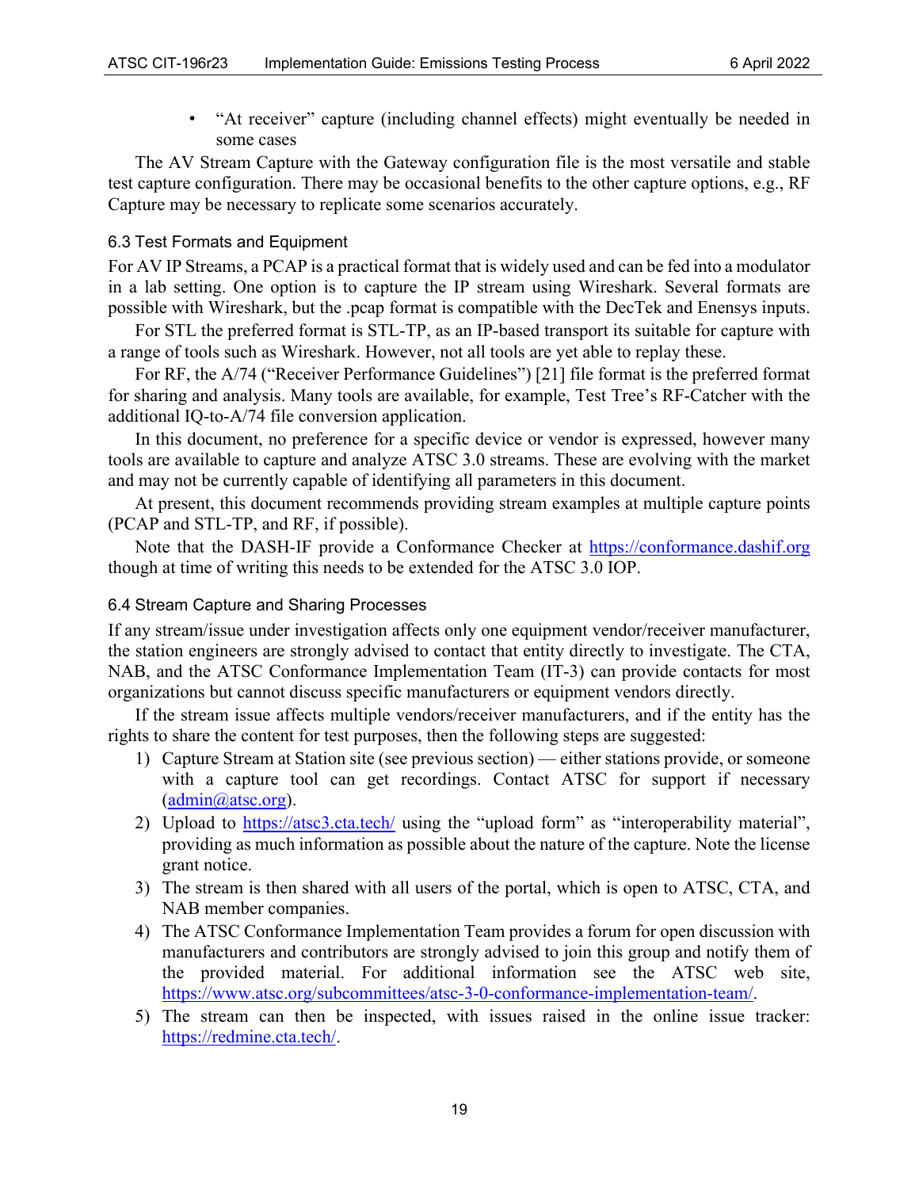- "At receiver" capture (including channel effects) might eventually be needed in some cases

The AV Stream Capture with the Gateway configuration file is the most versatile and stable test capture configuration. There may be occasional benefits to the other capture options, e.g., RF Capture may be necessary to replicate some scenarios accurately.

### 6.3 Test Formats and Equipment

For AV IP Streams, a PCAP is a practical format that is widely used and can be fed into a modulator in a lab setting. One option is to capture the IP stream using Wireshark. Several formats are possible with Wireshark, but the .pcap format is compatible with the DecTek and Enensys inputs.

For STL the preferred format is STL-TP, as an IP-based transport its suitable for capture with a range of tools such as Wireshark. However, not all tools are yet able to replay these.

For RF, the A/74 ("Receiver Performance Guidelines") [21] file format is the preferred format for sharing and analysis. Many tools are available, for example, Test Tree's RF-Catcher with the additional IQ-to-A/74 file conversion application.

In this document, no preference for a specific device or vendor is expressed, however many tools are available to capture and analyze ATSC 3.0 streams. These are evolving with the market and may not be currently capable of identifying all parameters in this document.

At present, this document recommends providing stream examples at multiple capture points (PCAP and STL-TP, and RF, if possible).

Note that the DASH-IF provide a Conformance Checker at https://conformance.dashif.org though at time of writing this needs to be extended for the ATSC 3.0 IOP.

### 6.4 Stream Capture and Sharing Processes

If any stream/issue under investigation affects only one equipment vendor/receiver manufacturer, the station engineers are strongly advised to contact that entity directly to investigate. The CTA, NAB, and the ATSC Conformance Implementation Team (IT-3) can provide contacts for most organizations but cannot discuss specific manufacturers or equipment vendors directly.

If the stream issue affects multiple vendors/receiver manufacturers, and if the entity has the rights to share the content for test purposes, then the following steps are suggested:

1) Capture Stream at Station site (see previous section) — either stations provide, or someone with a capture tool can get recordings. Contact ATSC for support if necessary (admin@atsc.org).
2) Upload to https://atsc3.cta.tech/ using the "upload form" as "interoperability material", providing as much information as possible about the nature of the capture. Note the license grant notice.
3) The stream is then shared with all users of the portal, which is open to ATSC, CTA, and NAB member companies.
4) The ATSC Conformance Implementation Team provides a forum for open discussion with manufacturers and contributors are strongly advised to join this group and notify them of the provided material. For additional information see the ATSC web site, https://www.atsc.org/subcommittees/atsc-3-0-conformance-implementation-team/.
5) The stream can then be inspected, with issues raised in the online issue tracker: https://redmine.cta.tech/.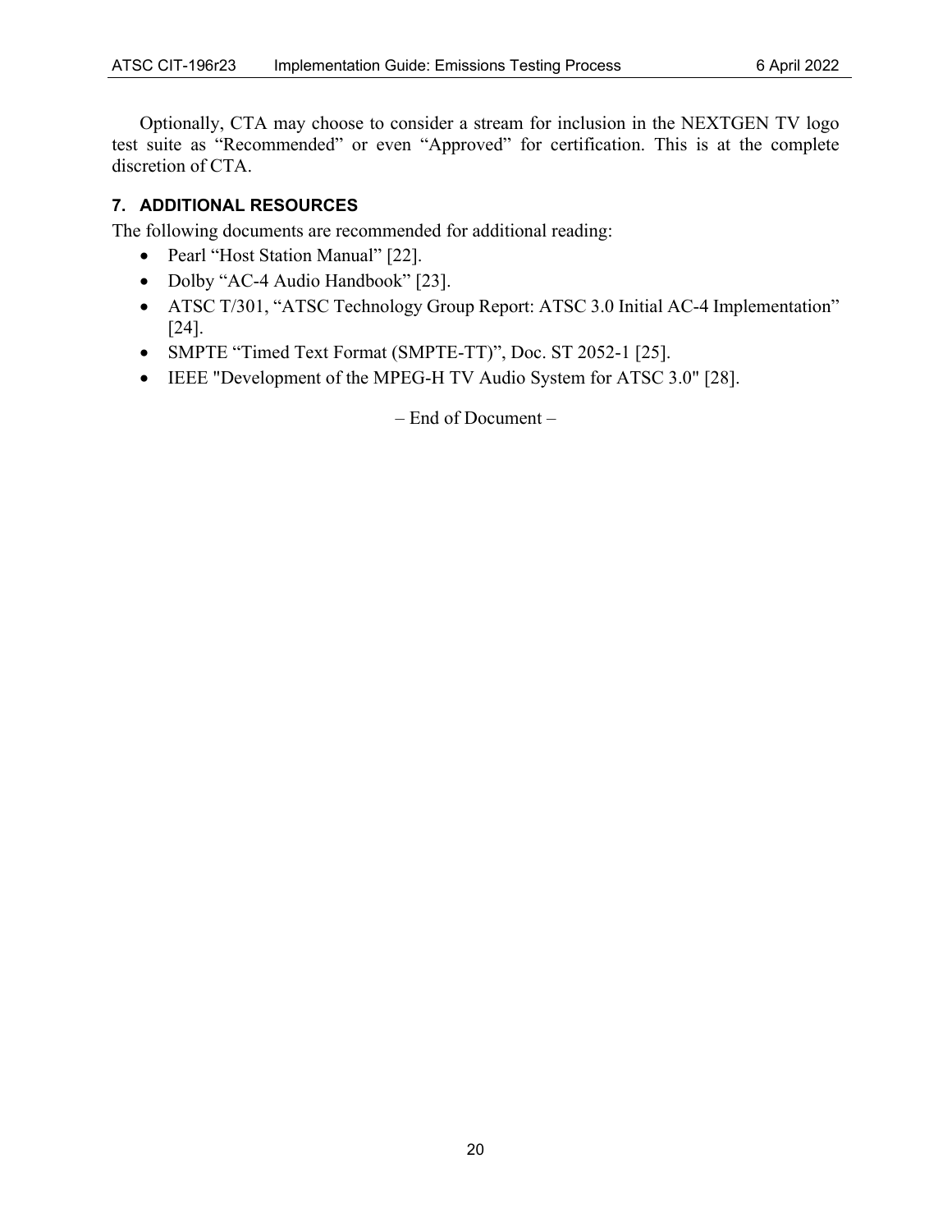Optionally, CTA may choose to consider a stream for inclusion in the NEXTGEN TV logo test suite as “Recommended” or even “Approved” for certification. This is at the complete discretion of CTA.

## 7. ADDITIONAL RESOURCES

The following documents are recommended for additional reading:

- Pearl “Host Station Manual” [22].
- Dolby “AC-4 Audio Handbook” [23].
- ATSC T/301, “ATSC Technology Group Report: ATSC 3.0 Initial AC-4 Implementation” [24].
- SMPTE “Timed Text Format (SMPTE-TT)”, Doc. ST 2052-1 [25].
- IEEE "Development of the MPEG-H TV Audio System for ATSC 3.0" [28].

– End of Document –